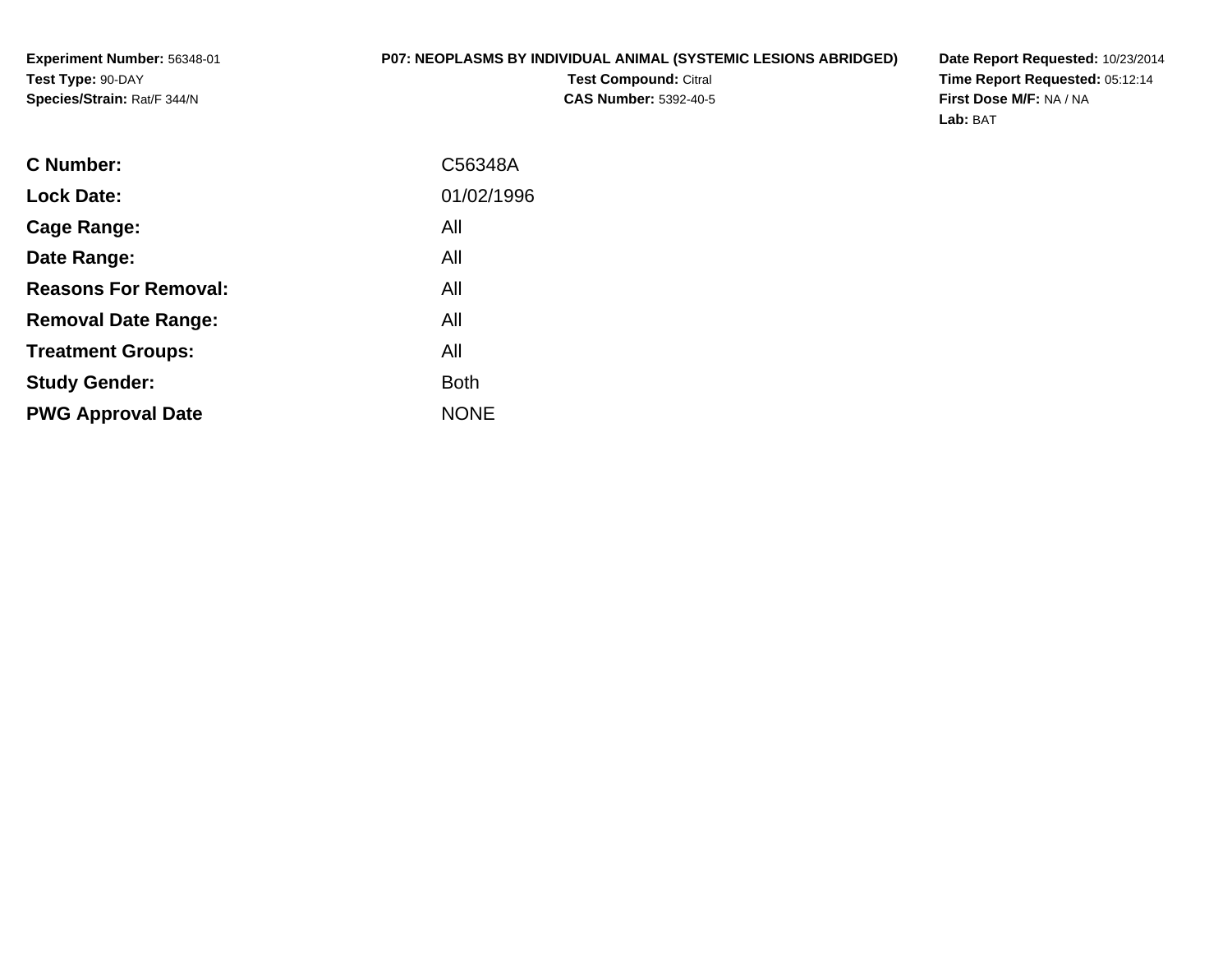**Experiment Number:** 56348-01
**Test Type:** 90-DAY
**Species/Strain:** Rat/F 344/N

**P07: NEOPLASMS BY INDIVIDUAL ANIMAL (SYSTEMIC LESIONS ABRIDGED)**
**Test Compound:** Citral
**CAS Number:** 5392-40-5

**Date Report Requested:** 10/23/2014
**Time Report Requested:** 05:12:14
**First Dose M/F:** NA / NA
**Lab:** BAT

| | |
|---|---|
| **C Number:** | C56348A |
| **Lock Date:** | 01/02/1996 |
| **Cage Range:** | All |
| **Date Range:** | All |
| **Reasons For Removal:** | All |
| **Removal Date Range:** | All |
| **Treatment Groups:** | All |
| **Study Gender:** | Both |
| **PWG Approval Date** | NONE |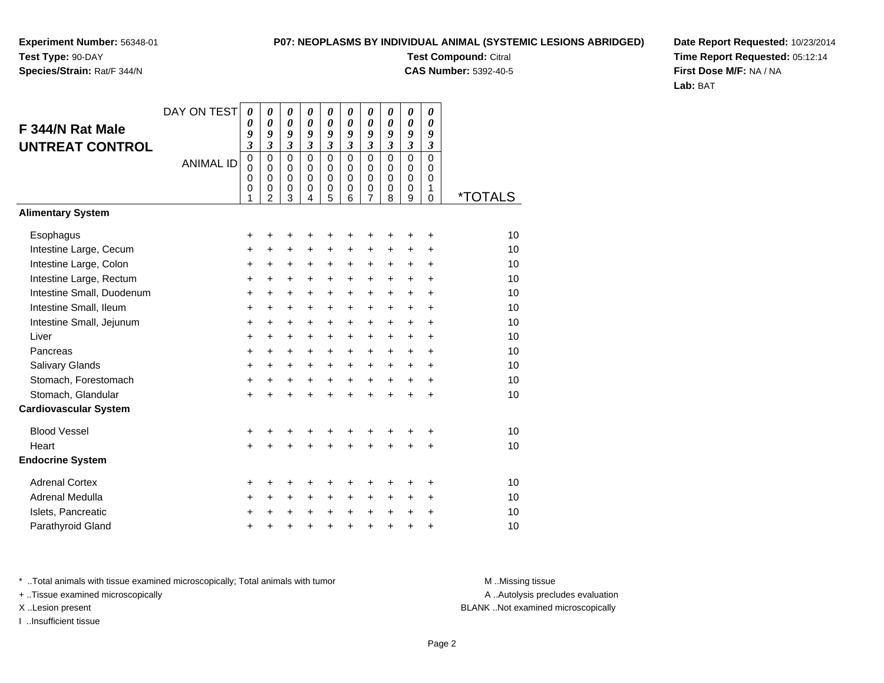**Experiment Number:** 56348-01
**Test Type:** 90-DAY
**Species/Strain:** Rat/F 344/N

**P07: NEOPLASMS BY INDIVIDUAL ANIMAL (SYSTEMIC LESIONS ABRIDGED)**
**Test Compound:** Citral
**CAS Number:** 5392-40-5

**Date Report Requested:** 10/23/2014
**Time Report Requested:** 05:12:14
**First Dose M/F:** NA / NA
**Lab:** BAT

## F 344/N Rat Male UNTREAT CONTROL

| DAY ON TEST | 0093 | 0093 | 0093 | 0093 | 0093 | 0093 | 0093 | 0093 | 0093 | 0093 | |
|---|---|---|---|---|---|---|---|---|---|---|---|
| ANIMAL ID | 00001 | 00002 | 00003 | 00004 | 00005 | 00006 | 00007 | 00008 | 00009 | 00010 | *TOTALS |
| **Alimentary System** | | | | | | | | | | | |
| Esophagus | + | + | + | + | + | + | + | + | + | + | 10 |
| Intestine Large, Cecum | + | + | + | + | + | + | + | + | + | + | 10 |
| Intestine Large, Colon | + | + | + | + | + | + | + | + | + | + | 10 |
| Intestine Large, Rectum | + | + | + | + | + | + | + | + | + | + | 10 |
| Intestine Small, Duodenum | + | + | + | + | + | + | + | + | + | + | 10 |
| Intestine Small, Ileum | + | + | + | + | + | + | + | + | + | + | 10 |
| Intestine Small, Jejunum | + | + | + | + | + | + | + | + | + | + | 10 |
| Liver | + | + | + | + | + | + | + | + | + | + | 10 |
| Pancreas | + | + | + | + | + | + | + | + | + | + | 10 |
| Salivary Glands | + | + | + | + | + | + | + | + | + | + | 10 |
| Stomach, Forestomach | + | + | + | + | + | + | + | + | + | + | 10 |
| Stomach, Glandular | + | + | + | + | + | + | + | + | + | + | 10 |
| **Cardiovascular System** | | | | | | | | | | | |
| Blood Vessel | + | + | + | + | + | + | + | + | + | + | 10 |
| Heart | + | + | + | + | + | + | + | + | + | + | 10 |
| **Endocrine System** | | | | | | | | | | | |
| Adrenal Cortex | + | + | + | + | + | + | + | + | + | + | 10 |
| Adrenal Medulla | + | + | + | + | + | + | + | + | + | + | 10 |
| Islets, Pancreatic | + | + | + | + | + | + | + | + | + | + | 10 |
| Parathyroid Gland | + | + | + | + | + | + | + | + | + | + | 10 |

\* ..Total animals with tissue examined microscopically; Total animals with tumor
+ ..Tissue examined microscopically
X ..Lesion present
I ..Insufficient tissue

M ..Missing tissue
A ..Autolysis precludes evaluation
BLANK ..Not examined microscopically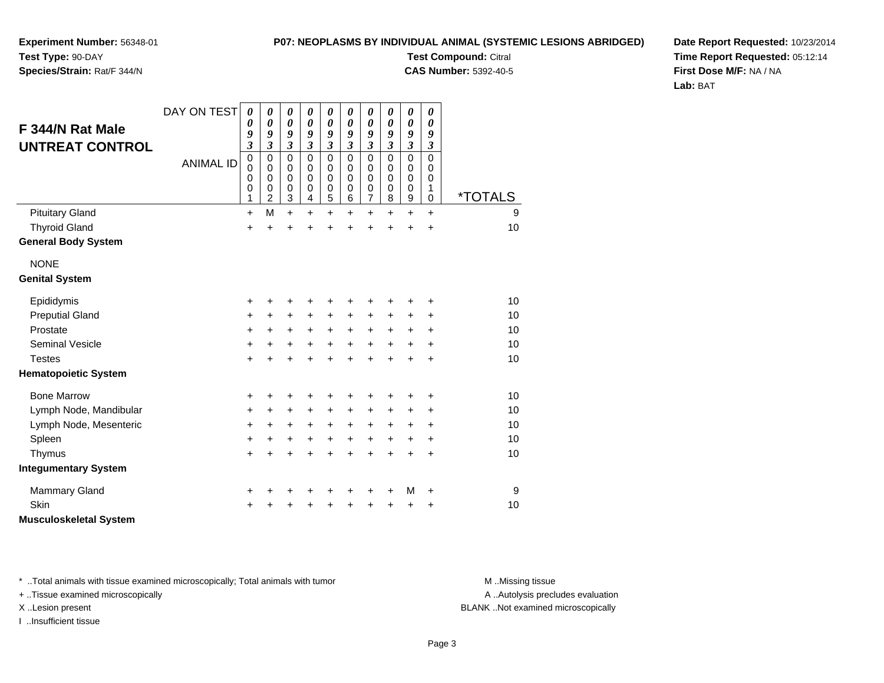**Experiment Number:** 56348-01
**Test Type:** 90-DAY
**Species/Strain:** Rat/F 344/N

**P07: NEOPLASMS BY INDIVIDUAL ANIMAL (SYSTEMIC LESIONS ABRIDGED)**
**Test Compound:** Citral
**CAS Number:** 5392-40-5

**Date Report Requested:** 10/23/2014
**Time Report Requested:** 05:12:14
**First Dose M/F:** NA / NA
**Lab:** BAT

## F 344/N Rat Male UNTREAT CONTROL

| DAY ON TEST | 0093 | 0093 | 0093 | 0093 | 0093 | 0093 | 0093 | 0093 | 0093 | 0093 | |
|---|---|---|---|---|---|---|---|---|---|---|---|
| ANIMAL ID | 00001 | 00002 | 00003 | 00004 | 00005 | 00006 | 00007 | 00008 | 00009 | 00010 | *TOTALS |
| Pituitary Gland | + | M | + | + | + | + | + | + | + | + | 9 |
| Thyroid Gland | + | + | + | + | + | + | + | + | + | + | 10 |
| **General Body System** | | | | | | | | | | | |
| NONE | | | | | | | | | | | |
| **Genital System** | | | | | | | | | | | |
| Epididymis | + | + | + | + | + | + | + | + | + | + | 10 |
| Preputial Gland | + | + | + | + | + | + | + | + | + | + | 10 |
| Prostate | + | + | + | + | + | + | + | + | + | + | 10 |
| Seminal Vesicle | + | + | + | + | + | + | + | + | + | + | 10 |
| Testes | + | + | + | + | + | + | + | + | + | + | 10 |
| **Hematopoietic System** | | | | | | | | | | | |
| Bone Marrow | + | + | + | + | + | + | + | + | + | + | 10 |
| Lymph Node, Mandibular | + | + | + | + | + | + | + | + | + | + | 10 |
| Lymph Node, Mesenteric | + | + | + | + | + | + | + | + | + | + | 10 |
| Spleen | + | + | + | + | + | + | + | + | + | + | 10 |
| Thymus | + | + | + | + | + | + | + | + | + | + | 10 |
| **Integumentary System** | | | | | | | | | | | |
| Mammary Gland | + | + | + | + | + | + | + | + | M | + | 9 |
| Skin | + | + | + | + | + | + | + | + | + | + | 10 |
| **Musculoskeletal System** | | | | | | | | | | | |

* ..Total animals with tissue examined microscopically; Total animals with tumor
+ ..Tissue examined microscopically
X ..Lesion present
I ..Insufficient tissue

M ..Missing tissue
A ..Autolysis precludes evaluation
BLANK ..Not examined microscopically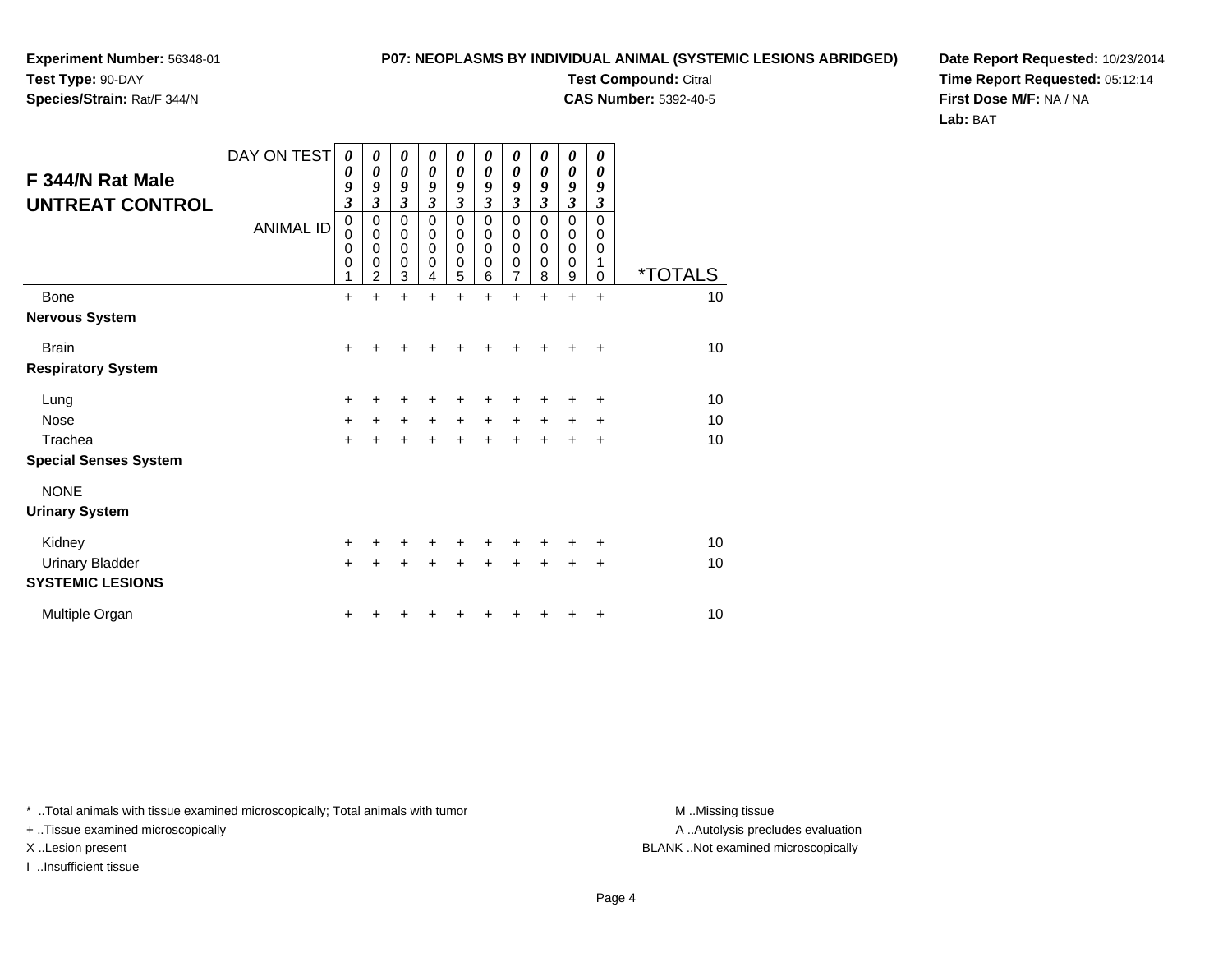**Experiment Number:** 56348-01
**Test Type:** 90-DAY
**Species/Strain:** Rat/F 344/N

**P07: NEOPLASMS BY INDIVIDUAL ANIMAL (SYSTEMIC LESIONS ABRIDGED)**
**Test Compound:** Citral
**CAS Number:** 5392-40-5

**Date Report Requested:** 10/23/2014
**Time Report Requested:** 05:12:14
**First Dose M/F:** NA / NA
**Lab:** BAT

## F 344/N Rat Male UNTREAT CONTROL

| DAY ON TEST | 0093 | 0093 | 0093 | 0093 | 0093 | 0093 | 0093 | 0093 | 0093 | 0093 | |
|---|---|---|---|---|---|---|---|---|---|---|---|
| ANIMAL ID | 00001 | 00002 | 00003 | 00004 | 00005 | 00006 | 00007 | 00008 | 00009 | 00010 | *TOTALS |
| Bone | + | + | + | + | + | + | + | + | + | + | 10 |
| **Nervous System** | | | | | | | | | | | |
| Brain | + | + | + | + | + | + | + | + | + | + | 10 |
| **Respiratory System** | | | | | | | | | | | |
| Lung | + | + | + | + | + | + | + | + | + | + | 10 |
| Nose | + | + | + | + | + | + | + | + | + | + | 10 |
| Trachea | + | + | + | + | + | + | + | + | + | + | 10 |
| **Special Senses System** | | | | | | | | | | | |
| NONE | | | | | | | | | | | |
| **Urinary System** | | | | | | | | | | | |
| Kidney | + | + | + | + | + | + | + | + | + | + | 10 |
| Urinary Bladder | + | + | + | + | + | + | + | + | + | + | 10 |
| **SYSTEMIC LESIONS** | | | | | | | | | | | |
| Multiple Organ | + | + | + | + | + | + | + | + | + | + | 10 |

* ..Total animals with tissue examined microscopically; Total animals with tumor
+ ..Tissue examined microscopically
X ..Lesion present
I ..Insufficient tissue

M ..Missing tissue
A ..Autolysis precludes evaluation
BLANK ..Not examined microscopically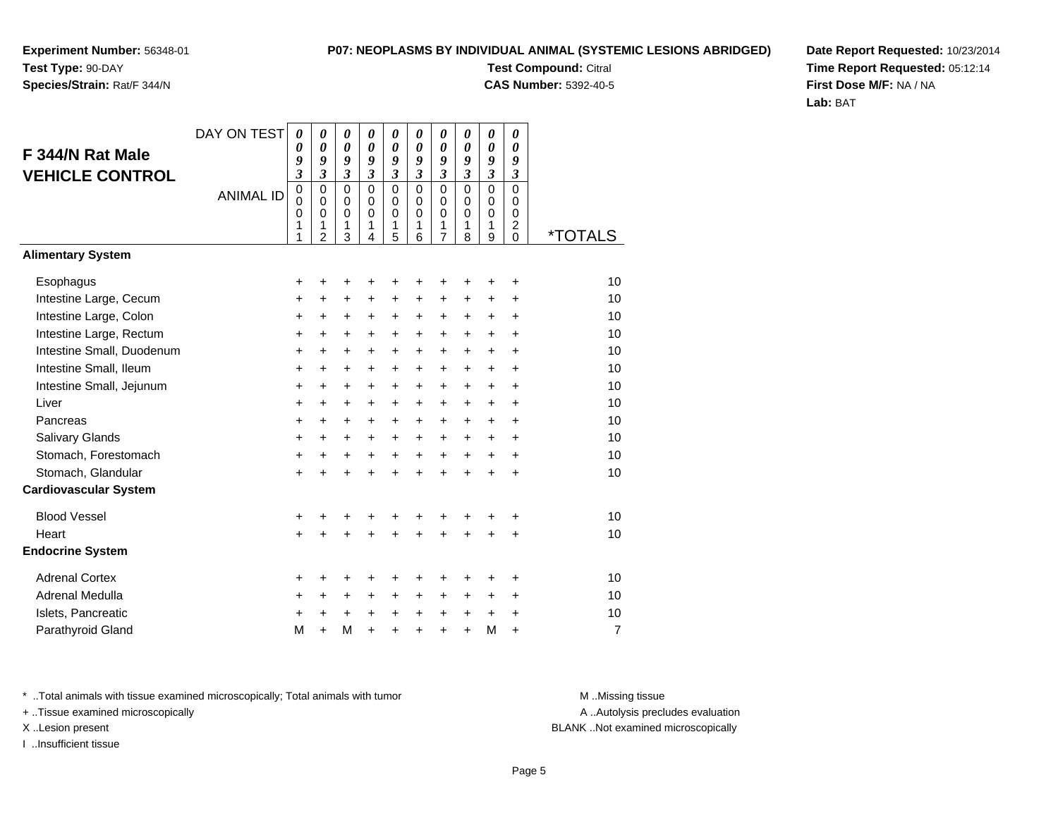**Experiment Number:** 56348-01
**Test Type:** 90-DAY
**Species/Strain:** Rat/F 344/N

**P07: NEOPLASMS BY INDIVIDUAL ANIMAL (SYSTEMIC LESIONS ABRIDGED)**
**Test Compound:** Citral
**CAS Number:** 5392-40-5

**Date Report Requested:** 10/23/2014
**Time Report Requested:** 05:12:14
**First Dose M/F:** NA / NA
**Lab:** BAT

## F 344/N Rat Male VEHICLE CONTROL

| DAY ON TEST | 0093 | 0093 | 0093 | 0093 | 0093 | 0093 | 0093 | 0093 | 0093 | 0093 | |
|---|---|---|---|---|---|---|---|---|---|---|---|
| **ANIMAL ID** | 00011 | 00012 | 00013 | 00014 | 00015 | 00016 | 00017 | 00018 | 00019 | 00020 | ***TOTALS** |
| **Alimentary System** | | | | | | | | | | | |
| Esophagus | + | + | + | + | + | + | + | + | + | + | 10 |
| Intestine Large, Cecum | + | + | + | + | + | + | + | + | + | + | 10 |
| Intestine Large, Colon | + | + | + | + | + | + | + | + | + | + | 10 |
| Intestine Large, Rectum | + | + | + | + | + | + | + | + | + | + | 10 |
| Intestine Small, Duodenum | + | + | + | + | + | + | + | + | + | + | 10 |
| Intestine Small, Ileum | + | + | + | + | + | + | + | + | + | + | 10 |
| Intestine Small, Jejunum | + | + | + | + | + | + | + | + | + | + | 10 |
| Liver | + | + | + | + | + | + | + | + | + | + | 10 |
| Pancreas | + | + | + | + | + | + | + | + | + | + | 10 |
| Salivary Glands | + | + | + | + | + | + | + | + | + | + | 10 |
| Stomach, Forestomach | + | + | + | + | + | + | + | + | + | + | 10 |
| Stomach, Glandular | + | + | + | + | + | + | + | + | + | + | 10 |
| **Cardiovascular System** | | | | | | | | | | | |
| Blood Vessel | + | + | + | + | + | + | + | + | + | + | 10 |
| Heart | + | + | + | + | + | + | + | + | + | + | 10 |
| **Endocrine System** | | | | | | | | | | | |
| Adrenal Cortex | + | + | + | + | + | + | + | + | + | + | 10 |
| Adrenal Medulla | + | + | + | + | + | + | + | + | + | + | 10 |
| Islets, Pancreatic | + | + | + | + | + | + | + | + | + | + | 10 |
| Parathyroid Gland | M | + | M | + | + | + | + | + | M | + | 7 |

* ..Total animals with tissue examined microscopically; Total animals with tumor
+ ..Tissue examined microscopically
X ..Lesion present
I ..Insufficient tissue

M ..Missing tissue
A ..Autolysis precludes evaluation
BLANK ..Not examined microscopically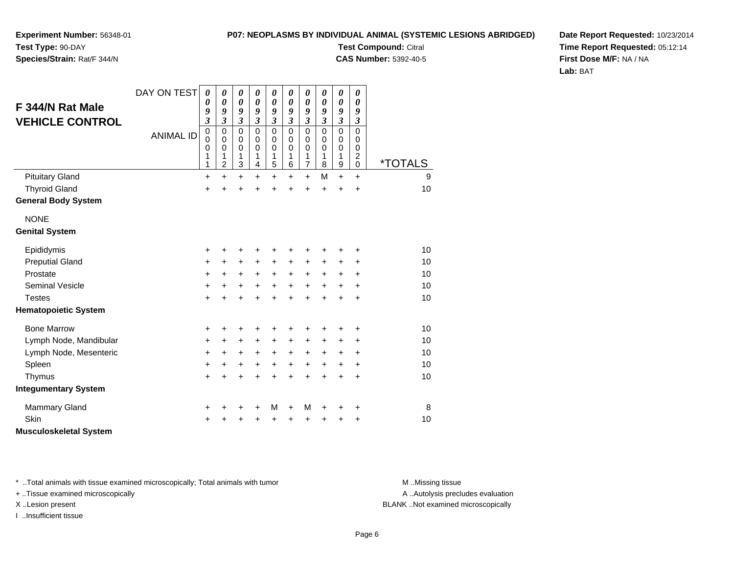**Experiment Number:** 56348-01
**Test Type:** 90-DAY
**Species/Strain:** Rat/F 344/N

**P07: NEOPLASMS BY INDIVIDUAL ANIMAL (SYSTEMIC LESIONS ABRIDGED)**
**Test Compound:** Citral
**CAS Number:** 5392-40-5

**Date Report Requested:** 10/23/2014
**Time Report Requested:** 05:12:14
**First Dose M/F:** NA / NA
**Lab:** BAT

## F 344/N Rat Male VEHICLE CONTROL

| DAY ON TEST | 0093 | 0093 | 0093 | 0093 | 0093 | 0093 | 0093 | 0093 | 0093 | 0093 | |
|---|---|---|---|---|---|---|---|---|---|---|---|
| ANIMAL ID | 00011 | 00012 | 00013 | 00014 | 00015 | 00016 | 00017 | 00018 | 00019 | 00020 | *TOTALS |
| Pituitary Gland | + | + | + | + | + | + | + | M | + | + | 9 |
| Thyroid Gland | + | + | + | + | + | + | + | + | + | + | 10 |
| **General Body System** | | | | | | | | | | | |
| NONE | | | | | | | | | | | |
| **Genital System** | | | | | | | | | | | |
| Epididymis | + | + | + | + | + | + | + | + | + | + | 10 |
| Preputial Gland | + | + | + | + | + | + | + | + | + | + | 10 |
| Prostate | + | + | + | + | + | + | + | + | + | + | 10 |
| Seminal Vesicle | + | + | + | + | + | + | + | + | + | + | 10 |
| Testes | + | + | + | + | + | + | + | + | + | + | 10 |
| **Hematopoietic System** | | | | | | | | | | | |
| Bone Marrow | + | + | + | + | + | + | + | + | + | + | 10 |
| Lymph Node, Mandibular | + | + | + | + | + | + | + | + | + | + | 10 |
| Lymph Node, Mesenteric | + | + | + | + | + | + | + | + | + | + | 10 |
| Spleen | + | + | + | + | + | + | + | + | + | + | 10 |
| Thymus | + | + | + | + | + | + | + | + | + | + | 10 |
| **Integumentary System** | | | | | | | | | | | |
| Mammary Gland | + | + | + | + | M | + | M | + | + | + | 8 |
| Skin | + | + | + | + | + | + | + | + | + | + | 10 |
| **Musculoskeletal System** | | | | | | | | | | | |

* ..Total animals with tissue examined microscopically; Total animals with tumor
+ ..Tissue examined microscopically
X ..Lesion present
I ..Insufficient tissue

M ..Missing tissue
A ..Autolysis precludes evaluation
BLANK ..Not examined microscopically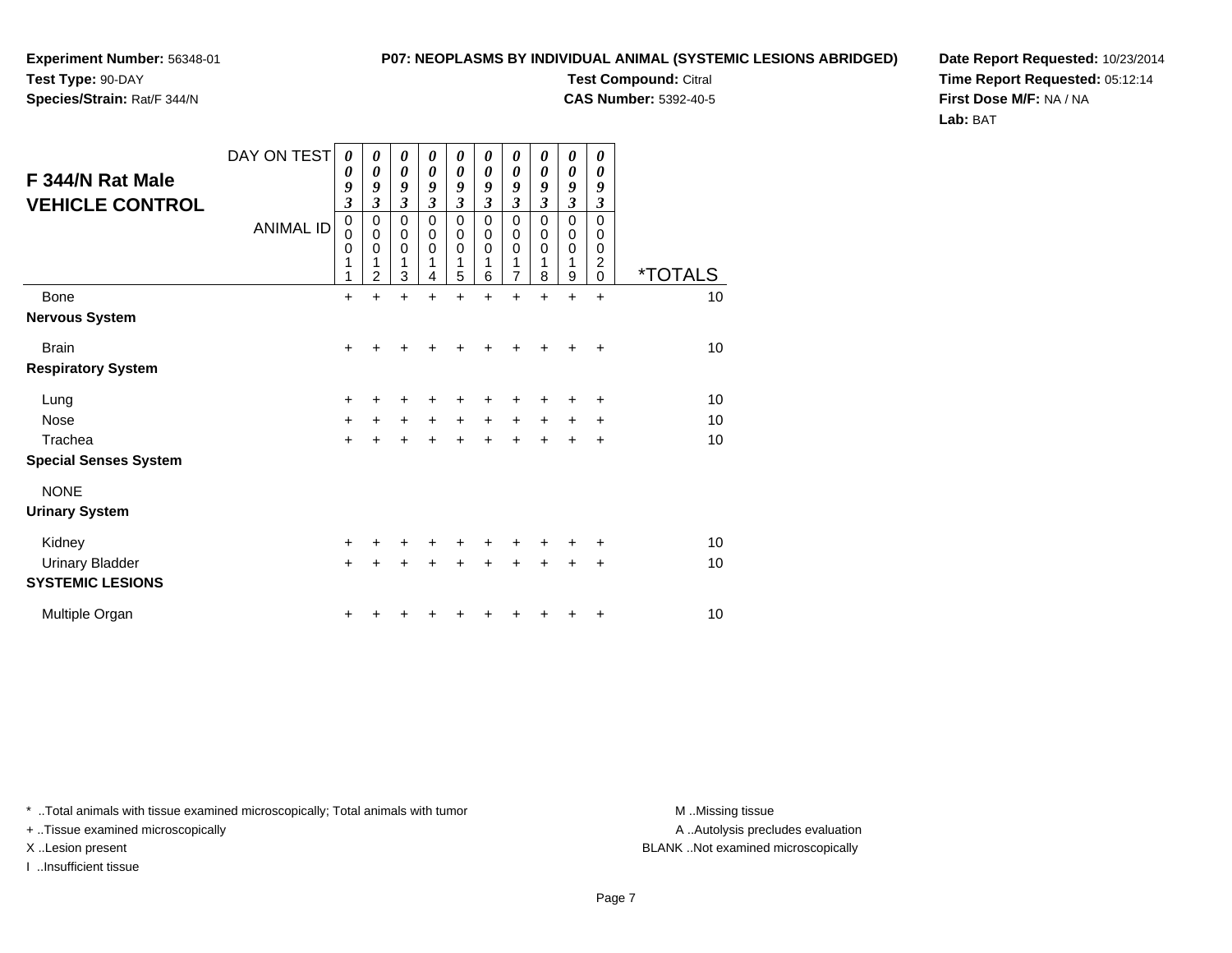**Experiment Number:** 56348-01
**Test Type:** 90-DAY
**Species/Strain:** Rat/F 344/N

**P07: NEOPLASMS BY INDIVIDUAL ANIMAL (SYSTEMIC LESIONS ABRIDGED)**
**Test Compound:** Citral
**CAS Number:** 5392-40-5

**Date Report Requested:** 10/23/2014
**Time Report Requested:** 05:12:14
**First Dose M/F:** NA / NA
**Lab:** BAT

## F 344/N Rat Male VEHICLE CONTROL

| DAY ON TEST | 0093 | 0093 | 0093 | 0093 | 0093 | 0093 | 0093 | 0093 | 0093 | 0093 | |
|---|---|---|---|---|---|---|---|---|---|---|---|
| ANIMAL ID | 00011 | 00012 | 00013 | 00014 | 00015 | 00016 | 00017 | 00018 | 00019 | 00020 | *TOTALS |
| Bone | + | + | + | + | + | + | + | + | + | + | 10 |
| **Nervous System** | | | | | | | | | | | |
| Brain | + | + | + | + | + | + | + | + | + | + | 10 |
| **Respiratory System** | | | | | | | | | | | |
| Lung | + | + | + | + | + | + | + | + | + | + | 10 |
| Nose | + | + | + | + | + | + | + | + | + | + | 10 |
| Trachea | + | + | + | + | + | + | + | + | + | + | 10 |
| **Special Senses System** | | | | | | | | | | | |
| NONE | | | | | | | | | | | |
| **Urinary System** | | | | | | | | | | | |
| Kidney | + | + | + | + | + | + | + | + | + | + | 10 |
| Urinary Bladder | + | + | + | + | + | + | + | + | + | + | 10 |
| **SYSTEMIC LESIONS** | | | | | | | | | | | |
| Multiple Organ | + | + | + | + | + | + | + | + | + | + | 10 |

* ..Total animals with tissue examined microscopically; Total animals with tumor
+ ..Tissue examined microscopically
X ..Lesion present
I ..Insufficient tissue

M ..Missing tissue
A ..Autolysis precludes evaluation
BLANK ..Not examined microscopically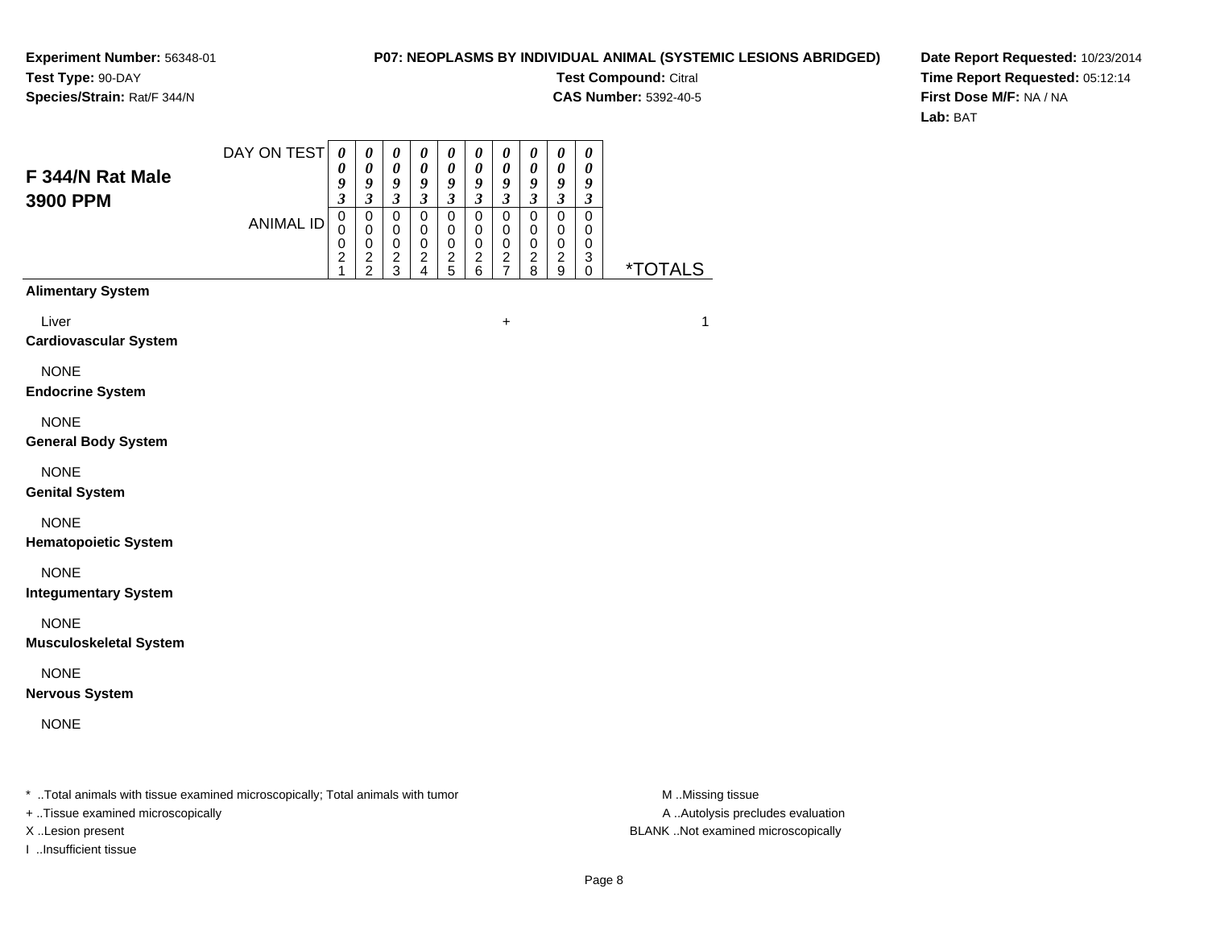**Experiment Number:** 56348-01
**Test Type:** 90-DAY
**Species/Strain:** Rat/F 344/N

**P07: NEOPLASMS BY INDIVIDUAL ANIMAL (SYSTEMIC LESIONS ABRIDGED)**
**Test Compound:** Citral
**CAS Number:** 5392-40-5

**Date Report Requested:** 10/23/2014
**Time Report Requested:** 05:12:14
**First Dose M/F:** NA / NA
**Lab:** BAT

## F 344/N Rat Male 3900 PPM

| DAY ON TEST | 0093 | 0093 | 0093 | 0093 | 0093 | 0093 | 0093 | 0093 | 0093 | 0093 | |
|---|---|---|---|---|---|---|---|---|---|---|---|
| ANIMAL ID | 00021 | 00022 | 00023 | 00024 | 00025 | 00026 | 00027 | 00028 | 00029 | 00030 | *TOTALS |
| **Alimentary System** | | | | | | | | | | | |
| Liver | | | | | | | + | | | | 1 |
| **Cardiovascular System** | | | | | | | | | | | |
| NONE | | | | | | | | | | | |
| **Endocrine System** | | | | | | | | | | | |
| NONE | | | | | | | | | | | |
| **General Body System** | | | | | | | | | | | |
| NONE | | | | | | | | | | | |
| **Genital System** | | | | | | | | | | | |
| NONE | | | | | | | | | | | |
| **Hematopoietic System** | | | | | | | | | | | |
| NONE | | | | | | | | | | | |
| **Integumentary System** | | | | | | | | | | | |
| NONE | | | | | | | | | | | |
| **Musculoskeletal System** | | | | | | | | | | | |
| NONE | | | | | | | | | | | |
| **Nervous System** | | | | | | | | | | | |
| NONE | | | | | | | | | | | |

* ..Total animals with tissue examined microscopically; Total animals with tumor
+ ..Tissue examined microscopically
X ..Lesion present
I ..Insufficient tissue

M ..Missing tissue
A ..Autolysis precludes evaluation
BLANK ..Not examined microscopically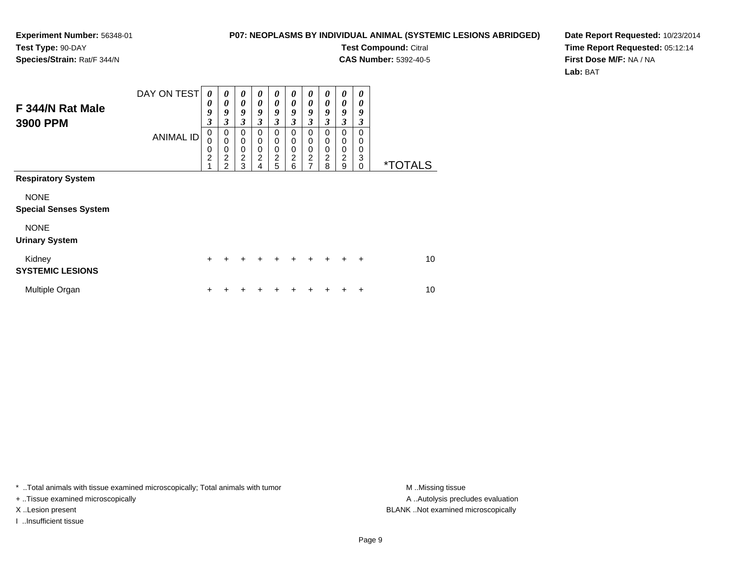**Experiment Number:** 56348-01
**Test Type:** 90-DAY
**Species/Strain:** Rat/F 344/N

**P07: NEOPLASMS BY INDIVIDUAL ANIMAL (SYSTEMIC LESIONS ABRIDGED)**
**Test Compound:** Citral
**CAS Number:** 5392-40-5

**Date Report Requested:** 10/23/2014
**Time Report Requested:** 05:12:14
**First Dose M/F:** NA / NA
**Lab:** BAT

| F 344/N Rat Male 3900 PPM | | | | | | | | | | | |
|---|---|---|---|---|---|---|---|---|---|---|---|
| DAY ON TEST | 0093 | 0093 | 0093 | 0093 | 0093 | 0093 | 0093 | 0093 | 0093 | 0093 | |
| ANIMAL ID | 00021 | 00022 | 00023 | 00024 | 00025 | 00026 | 00027 | 00028 | 00029 | 00030 | *TOTALS |
| **Respiratory System** | | | | | | | | | | | |
| NONE | | | | | | | | | | | |
| **Special Senses System** | | | | | | | | | | | |
| NONE | | | | | | | | | | | |
| **Urinary System** | | | | | | | | | | | |
| Kidney | + | + | + | + | + | + | + | + | + | + | 10 |
| **SYSTEMIC LESIONS** | | | | | | | | | | | |
| Multiple Organ | + | + | + | + | + | + | + | + | + | + | 10 |

* ..Total animals with tissue examined microscopically; Total animals with tumor
+ ..Tissue examined microscopically
X ..Lesion present
I ..Insufficient tissue

M ..Missing tissue
A ..Autolysis precludes evaluation
BLANK ..Not examined microscopically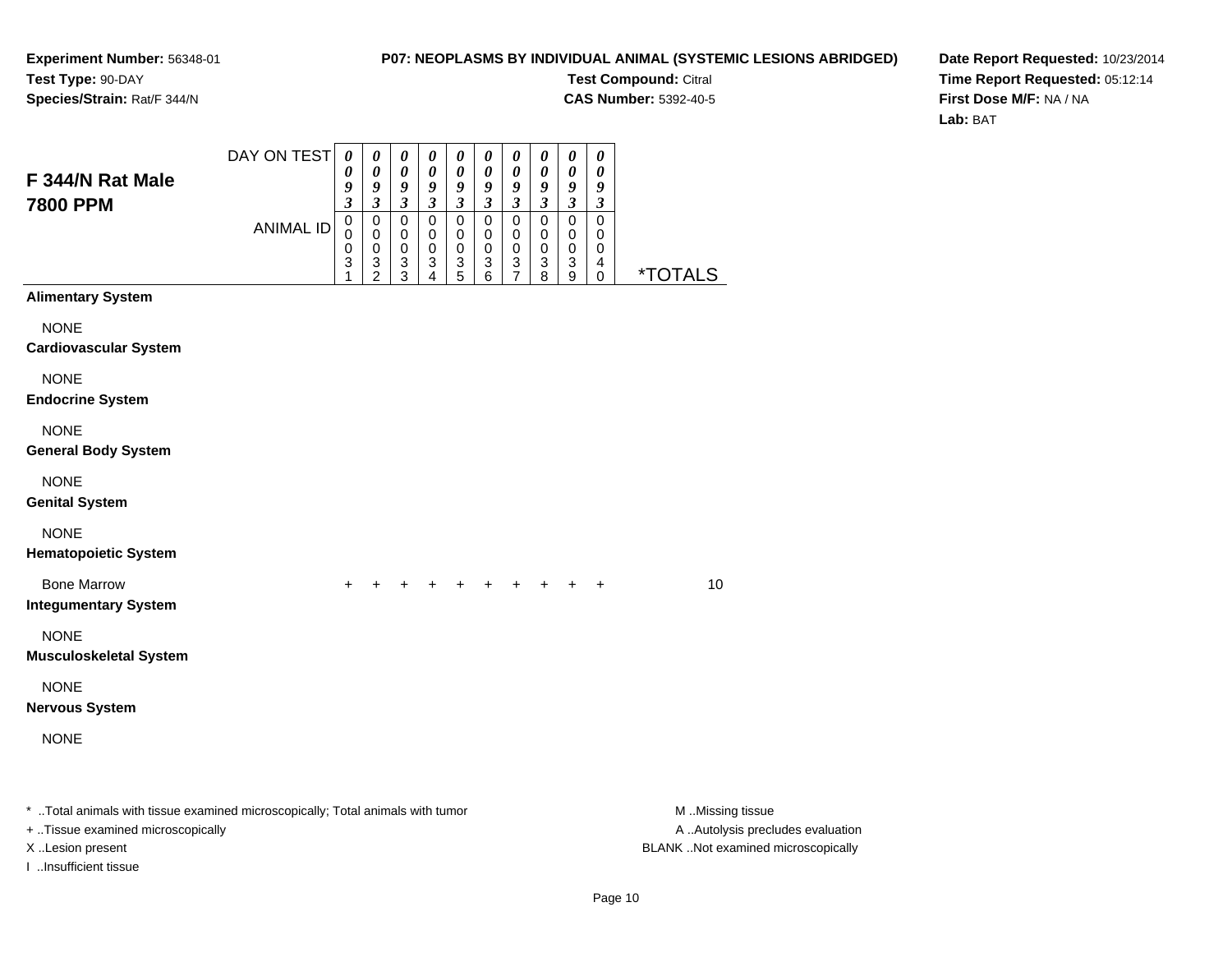**Experiment Number:** 56348-01
**Test Type:** 90-DAY
**Species/Strain:** Rat/F 344/N

**P07: NEOPLASMS BY INDIVIDUAL ANIMAL (SYSTEMIC LESIONS ABRIDGED)**
**Test Compound:** Citral
**CAS Number:** 5392-40-5

**Date Report Requested:** 10/23/2014
**Time Report Requested:** 05:12:14
**First Dose M/F:** NA / NA
**Lab:** BAT

## F 344/N Rat Male 7800 PPM

| DAY ON TEST | 0093 | 0093 | 0093 | 0093 | 0093 | 0093 | 0093 | 0093 | 0093 | 0093 | |
|---|---|---|---|---|---|---|---|---|---|---|---|
| ANIMAL ID | 00031 | 00032 | 00033 | 00034 | 00035 | 00036 | 00037 | 00038 | 00039 | 00040 | *TOTALS |
| **Alimentary System** | | | | | | | | | | | |
| NONE | | | | | | | | | | | |
| **Cardiovascular System** | | | | | | | | | | | |
| NONE | | | | | | | | | | | |
| **Endocrine System** | | | | | | | | | | | |
| NONE | | | | | | | | | | | |
| **General Body System** | | | | | | | | | | | |
| NONE | | | | | | | | | | | |
| **Genital System** | | | | | | | | | | | |
| NONE | | | | | | | | | | | |
| **Hematopoietic System** | | | | | | | | | | | |
| Bone Marrow | + | + | + | + | + | + | + | + | + | + | 10 |
| **Integumentary System** | | | | | | | | | | | |
| NONE | | | | | | | | | | | |
| **Musculoskeletal System** | | | | | | | | | | | |
| NONE | | | | | | | | | | | |
| **Nervous System** | | | | | | | | | | | |
| NONE | | | | | | | | | | | |

* ..Total animals with tissue examined microscopically; Total animals with tumor
+ ..Tissue examined microscopically
X ..Lesion present
I ..Insufficient tissue

M ..Missing tissue
A ..Autolysis precludes evaluation
BLANK ..Not examined microscopically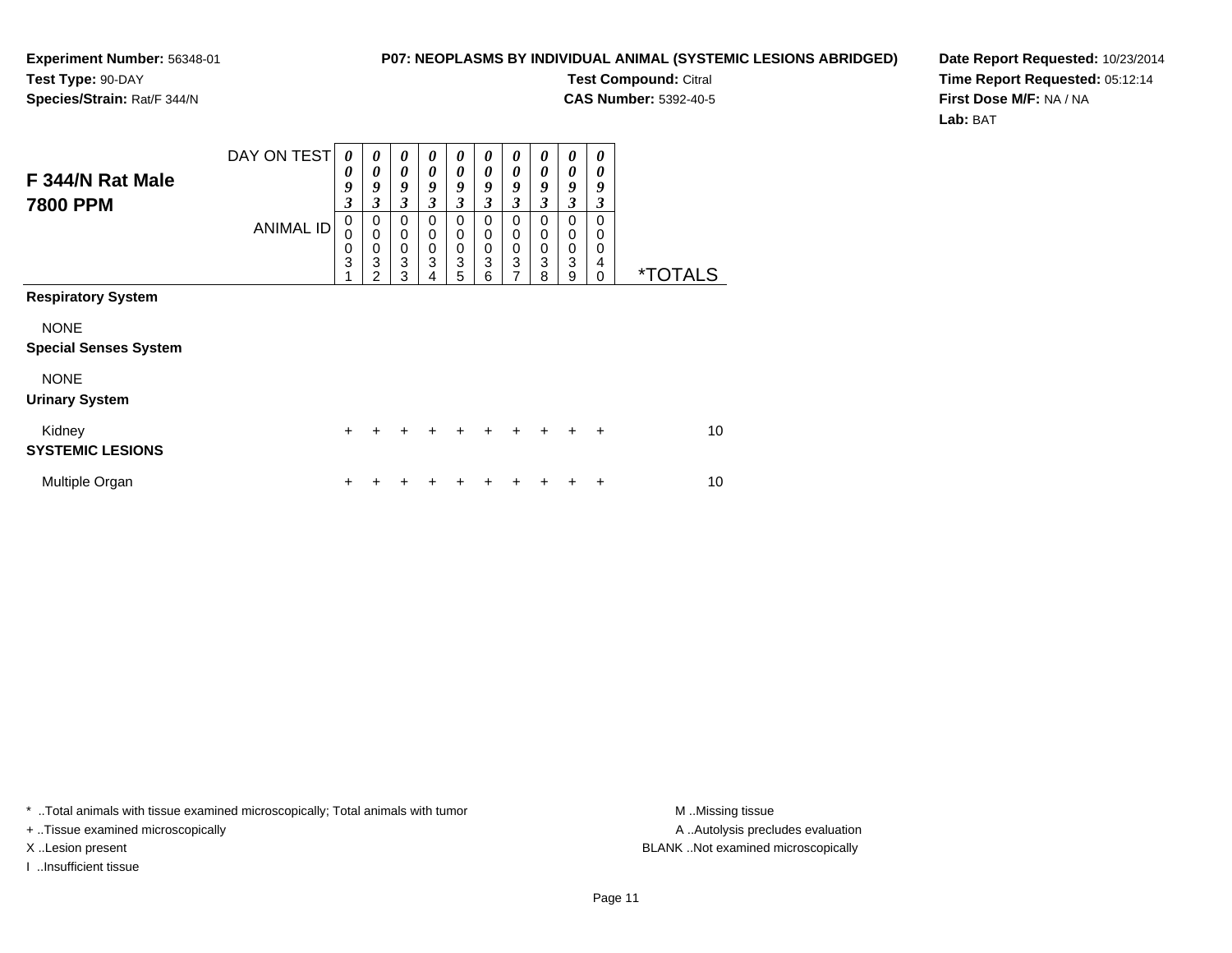**Experiment Number:** 56348-01
**Test Type:** 90-DAY
**Species/Strain:** Rat/F 344/N

**P07: NEOPLASMS BY INDIVIDUAL ANIMAL (SYSTEMIC LESIONS ABRIDGED)**
**Test Compound:** Citral
**CAS Number:** 5392-40-5

**Date Report Requested:** 10/23/2014
**Time Report Requested:** 05:12:14
**First Dose M/F:** NA / NA
**Lab:** BAT

## F 344/N Rat Male 7800 PPM

| DAY ON TEST | 0093 | 0093 | 0093 | 0093 | 0093 | 0093 | 0093 | 0093 | 0093 | 0093 | |
|---|---|---|---|---|---|---|---|---|---|---|---|
| **ANIMAL ID** | 00031 | 00032 | 00033 | 00034 | 00035 | 00036 | 00037 | 00038 | 00039 | 00040 | ***TOTALS** |
| **Respiratory System** | | | | | | | | | | | |
| NONE | | | | | | | | | | | |
| **Special Senses System** | | | | | | | | | | | |
| NONE | | | | | | | | | | | |
| **Urinary System** | | | | | | | | | | | |
| Kidney | + | + | + | + | + | + | + | + | + | + | 10 |
| **SYSTEMIC LESIONS** | | | | | | | | | | | |
| Multiple Organ | + | + | + | + | + | + | + | + | + | + | 10 |

* ..Total animals with tissue examined microscopically; Total animals with tumor
+ ..Tissue examined microscopically
X ..Lesion present
I ..Insufficient tissue

M ..Missing tissue
A ..Autolysis precludes evaluation
BLANK ..Not examined microscopically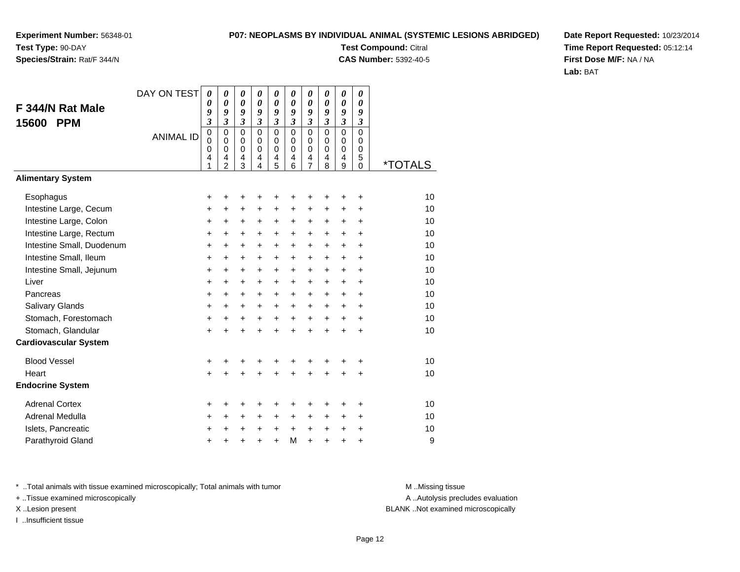**Experiment Number:** 56348-01
**Test Type:** 90-DAY
**Species/Strain:** Rat/F 344/N

**P07: NEOPLASMS BY INDIVIDUAL ANIMAL (SYSTEMIC LESIONS ABRIDGED)**
**Test Compound:** Citral
**CAS Number:** 5392-40-5

**Date Report Requested:** 10/23/2014
**Time Report Requested:** 05:12:14
**First Dose M/F:** NA / NA
**Lab:** BAT

## F 344/N Rat Male 15600 PPM

| DAY ON TEST | 0093 | 0093 | 0093 | 0093 | 0093 | 0093 | 0093 | 0093 | 0093 | 0093 | |
|---|---|---|---|---|---|---|---|---|---|---|---|
| ANIMAL ID | 00041 | 00042 | 00043 | 00044 | 00045 | 00046 | 00047 | 00048 | 00049 | 00050 | *TOTALS |
| **Alimentary System** | | | | | | | | | | | |
| Esophagus | + | + | + | + | + | + | + | + | + | + | 10 |
| Intestine Large, Cecum | + | + | + | + | + | + | + | + | + | + | 10 |
| Intestine Large, Colon | + | + | + | + | + | + | + | + | + | + | 10 |
| Intestine Large, Rectum | + | + | + | + | + | + | + | + | + | + | 10 |
| Intestine Small, Duodenum | + | + | + | + | + | + | + | + | + | + | 10 |
| Intestine Small, Ileum | + | + | + | + | + | + | + | + | + | + | 10 |
| Intestine Small, Jejunum | + | + | + | + | + | + | + | + | + | + | 10 |
| Liver | + | + | + | + | + | + | + | + | + | + | 10 |
| Pancreas | + | + | + | + | + | + | + | + | + | + | 10 |
| Salivary Glands | + | + | + | + | + | + | + | + | + | + | 10 |
| Stomach, Forestomach | + | + | + | + | + | + | + | + | + | + | 10 |
| Stomach, Glandular | + | + | + | + | + | + | + | + | + | + | 10 |
| **Cardiovascular System** | | | | | | | | | | | |
| Blood Vessel | + | + | + | + | + | + | + | + | + | + | 10 |
| Heart | + | + | + | + | + | + | + | + | + | + | 10 |
| **Endocrine System** | | | | | | | | | | | |
| Adrenal Cortex | + | + | + | + | + | + | + | + | + | + | 10 |
| Adrenal Medulla | + | + | + | + | + | + | + | + | + | + | 10 |
| Islets, Pancreatic | + | + | + | + | + | + | + | + | + | + | 10 |
| Parathyroid Gland | + | + | + | + | + | M | + | + | + | + | 9 |

* ..Total animals with tissue examined microscopically; Total animals with tumor
+ ..Tissue examined microscopically
X ..Lesion present
I ..Insufficient tissue

M ..Missing tissue
A ..Autolysis precludes evaluation
BLANK ..Not examined microscopically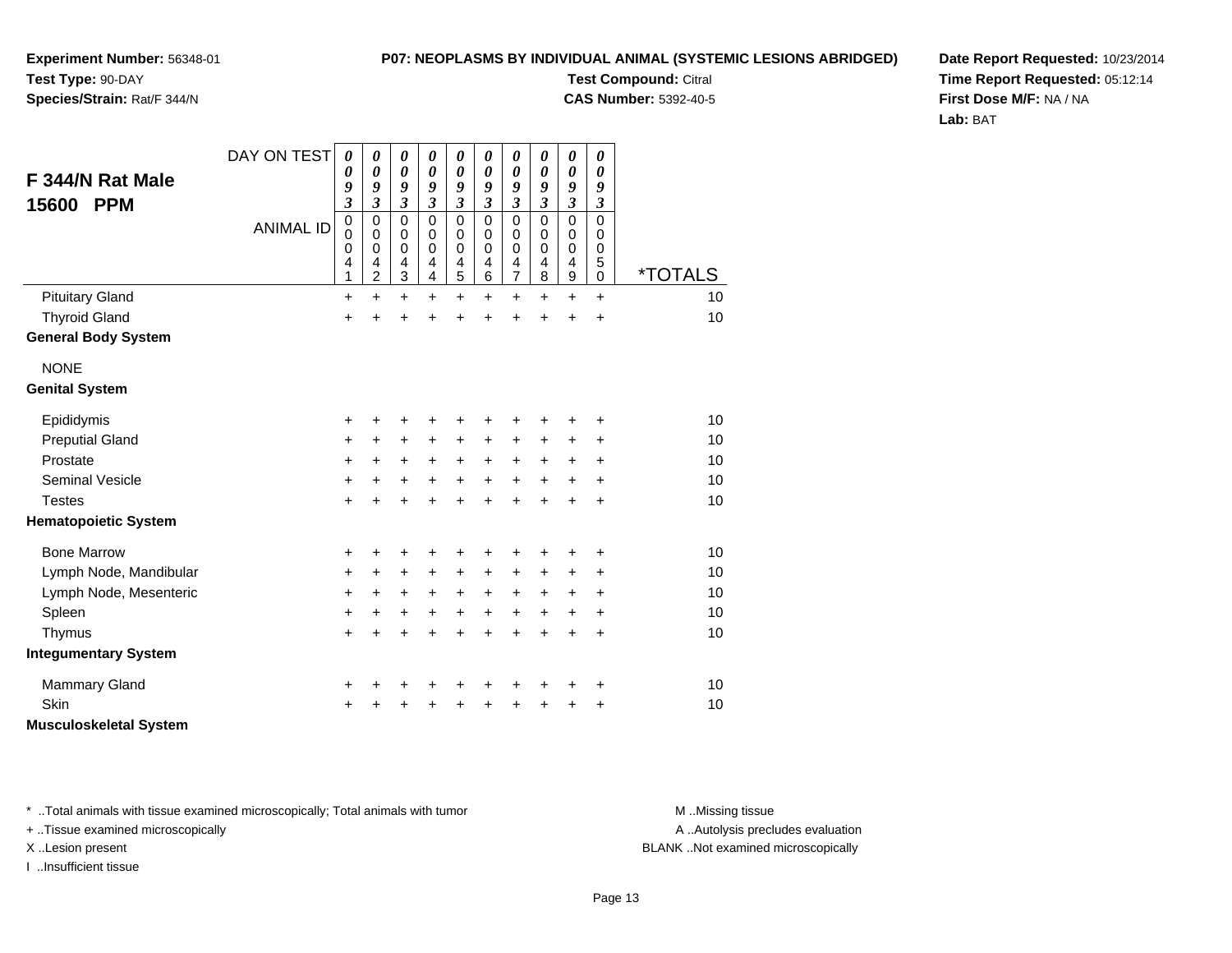**Experiment Number:** 56348-01
**Test Type:** 90-DAY
**Species/Strain:** Rat/F 344/N

**P07: NEOPLASMS BY INDIVIDUAL ANIMAL (SYSTEMIC LESIONS ABRIDGED)**
**Test Compound:** Citral
**CAS Number:** 5392-40-5

**Date Report Requested:** 10/23/2014
**Time Report Requested:** 05:12:14
**First Dose M/F:** NA / NA
**Lab:** BAT

## F 344/N Rat Male 15600 PPM

| DAY ON TEST | 0093 | 0093 | 0093 | 0093 | 0093 | 0093 | 0093 | 0093 | 0093 | 0093 | |
|---|---|---|---|---|---|---|---|---|---|---|---|
| ANIMAL ID | 00041 | 00042 | 00043 | 00044 | 00045 | 00046 | 00047 | 00048 | 00049 | 00050 | *TOTALS |
| Pituitary Gland | + | + | + | + | + | + | + | + | + | + | 10 |
| Thyroid Gland | + | + | + | + | + | + | + | + | + | + | 10 |
| **General Body System** | | | | | | | | | | | |
| NONE | | | | | | | | | | | |
| **Genital System** | | | | | | | | | | | |
| Epididymis | + | + | + | + | + | + | + | + | + | + | 10 |
| Preputial Gland | + | + | + | + | + | + | + | + | + | + | 10 |
| Prostate | + | + | + | + | + | + | + | + | + | + | 10 |
| Seminal Vesicle | + | + | + | + | + | + | + | + | + | + | 10 |
| Testes | + | + | + | + | + | + | + | + | + | + | 10 |
| **Hematopoietic System** | | | | | | | | | | | |
| Bone Marrow | + | + | + | + | + | + | + | + | + | + | 10 |
| Lymph Node, Mandibular | + | + | + | + | + | + | + | + | + | + | 10 |
| Lymph Node, Mesenteric | + | + | + | + | + | + | + | + | + | + | 10 |
| Spleen | + | + | + | + | + | + | + | + | + | + | 10 |
| Thymus | + | + | + | + | + | + | + | + | + | + | 10 |
| **Integumentary System** | | | | | | | | | | | |
| Mammary Gland | + | + | + | + | + | + | + | + | + | + | 10 |
| Skin | + | + | + | + | + | + | + | + | + | + | 10 |
| **Musculoskeletal System** | | | | | | | | | | | |

* ..Total animals with tissue examined microscopically; Total animals with tumor
+ ..Tissue examined microscopically
X ..Lesion present
I ..Insufficient tissue

M ..Missing tissue
A ..Autolysis precludes evaluation
BLANK ..Not examined microscopically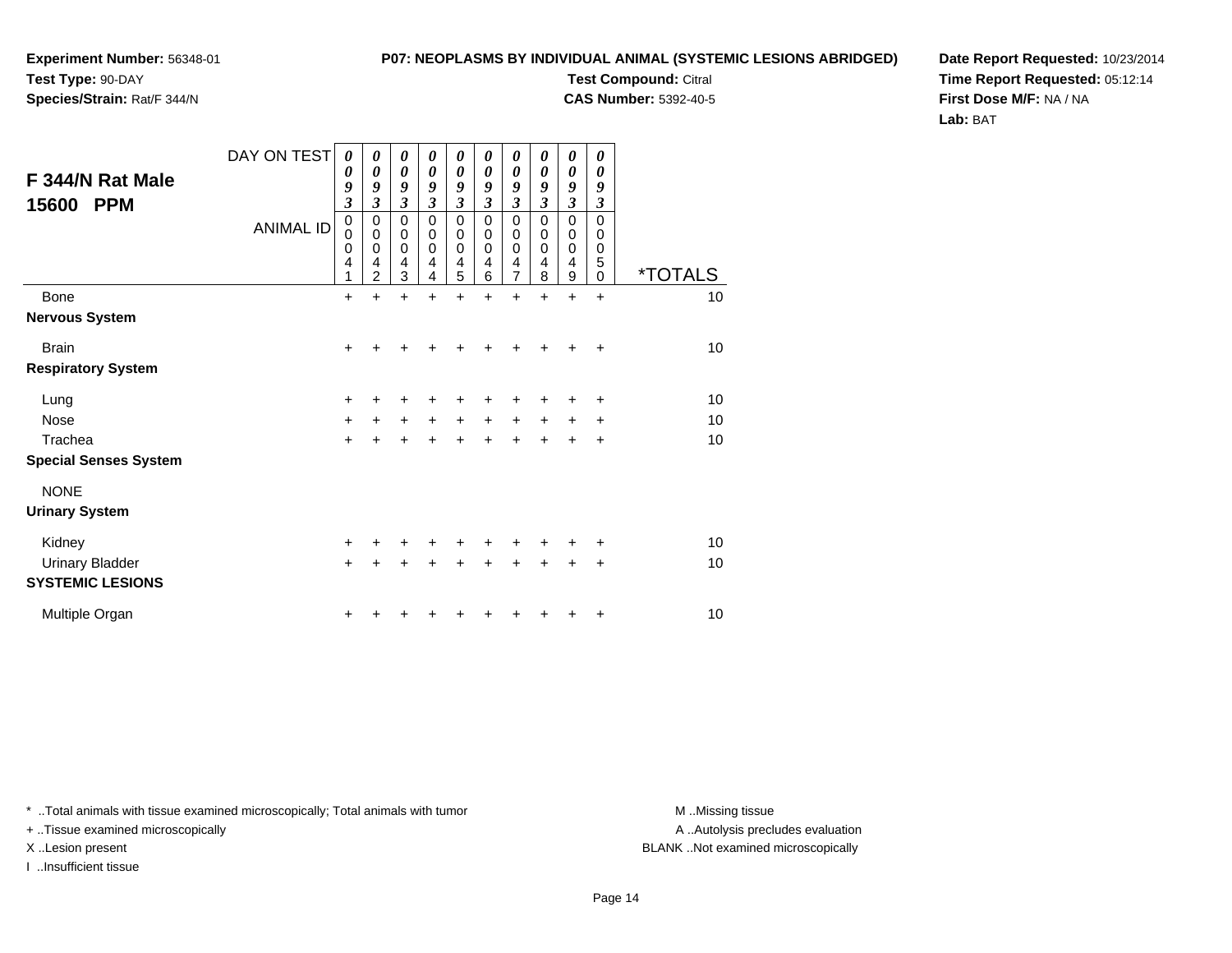**Experiment Number:** 56348-01
**Test Type:** 90-DAY
**Species/Strain:** Rat/F 344/N

**P07: NEOPLASMS BY INDIVIDUAL ANIMAL (SYSTEMIC LESIONS ABRIDGED)**
**Test Compound:** Citral
**CAS Number:** 5392-40-5

**Date Report Requested:** 10/23/2014
**Time Report Requested:** 05:12:14
**First Dose M/F:** NA / NA
**Lab:** BAT

## F 344/N Rat Male 15600 PPM

| DAY ON TEST | 0093 | 0093 | 0093 | 0093 | 0093 | 0093 | 0093 | 0093 | 0093 | 0093 | |
|---|---|---|---|---|---|---|---|---|---|---|---|
| ANIMAL ID | 00041 | 00042 | 00043 | 00044 | 00045 | 00046 | 00047 | 00048 | 00049 | 00050 | *TOTALS |
| Bone | + | + | + | + | + | + | + | + | + | + | 10 |
| **Nervous System** | | | | | | | | | | | |
| Brain | + | + | + | + | + | + | + | + | + | + | 10 |
| **Respiratory System** | | | | | | | | | | | |
| Lung | + | + | + | + | + | + | + | + | + | + | 10 |
| Nose | + | + | + | + | + | + | + | + | + | + | 10 |
| Trachea | + | + | + | + | + | + | + | + | + | + | 10 |
| **Special Senses System** | | | | | | | | | | | |
| NONE | | | | | | | | | | | |
| **Urinary System** | | | | | | | | | | | |
| Kidney | + | + | + | + | + | + | + | + | + | + | 10 |
| Urinary Bladder | + | + | + | + | + | + | + | + | + | + | 10 |
| **SYSTEMIC LESIONS** | | | | | | | | | | | |
| Multiple Organ | + | + | + | + | + | + | + | + | + | + | 10 |

* ..Total animals with tissue examined microscopically; Total animals with tumor
+ ..Tissue examined microscopically
X ..Lesion present
I ..Insufficient tissue

M ..Missing tissue
A ..Autolysis precludes evaluation
BLANK ..Not examined microscopically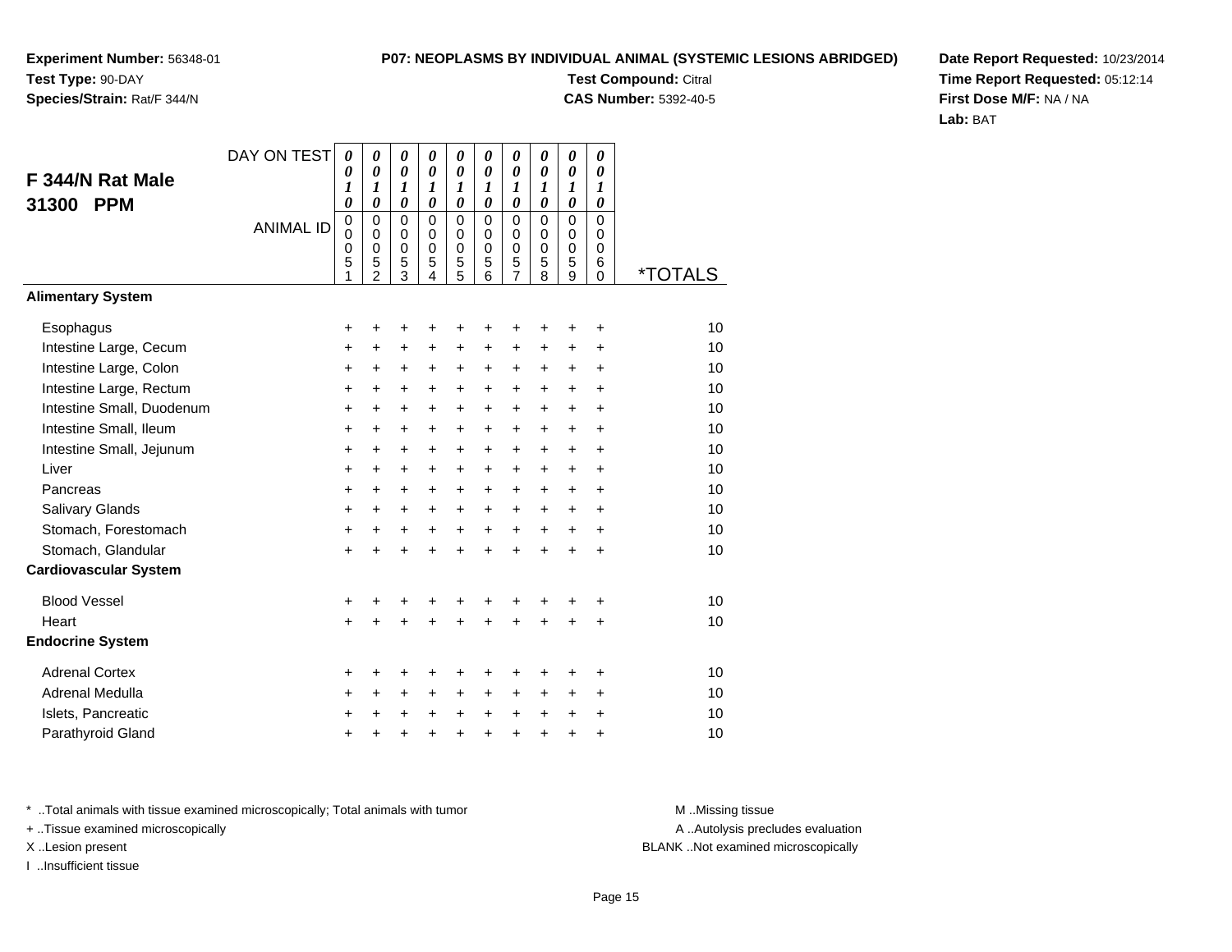**Experiment Number:** 56348-01
**Test Type:** 90-DAY
**Species/Strain:** Rat/F 344/N

**P07: NEOPLASMS BY INDIVIDUAL ANIMAL (SYSTEMIC LESIONS ABRIDGED)**
**Test Compound:** Citral
**CAS Number:** 5392-40-5

**Date Report Requested:** 10/23/2014
**Time Report Requested:** 05:12:14
**First Dose M/F:** NA / NA
**Lab:** BAT

## F 344/N Rat Male 31300 PPM

| DAY ON TEST | 0010 | 0010 | 0010 | 0010 | 0010 | 0010 | 0010 | 0010 | 0010 | 0010 | |
|---|---|---|---|---|---|---|---|---|---|---|---|
| ANIMAL ID | 00051 | 00052 | 00053 | 00054 | 00055 | 00056 | 00057 | 00058 | 00059 | 00060 | *TOTALS |
| **Alimentary System** | | | | | | | | | | | |
| Esophagus | + | + | + | + | + | + | + | + | + | + | 10 |
| Intestine Large, Cecum | + | + | + | + | + | + | + | + | + | + | 10 |
| Intestine Large, Colon | + | + | + | + | + | + | + | + | + | + | 10 |
| Intestine Large, Rectum | + | + | + | + | + | + | + | + | + | + | 10 |
| Intestine Small, Duodenum | + | + | + | + | + | + | + | + | + | + | 10 |
| Intestine Small, Ileum | + | + | + | + | + | + | + | + | + | + | 10 |
| Intestine Small, Jejunum | + | + | + | + | + | + | + | + | + | + | 10 |
| Liver | + | + | + | + | + | + | + | + | + | + | 10 |
| Pancreas | + | + | + | + | + | + | + | + | + | + | 10 |
| Salivary Glands | + | + | + | + | + | + | + | + | + | + | 10 |
| Stomach, Forestomach | + | + | + | + | + | + | + | + | + | + | 10 |
| Stomach, Glandular | + | + | + | + | + | + | + | + | + | + | 10 |
| **Cardiovascular System** | | | | | | | | | | | |
| Blood Vessel | + | + | + | + | + | + | + | + | + | + | 10 |
| Heart | + | + | + | + | + | + | + | + | + | + | 10 |
| **Endocrine System** | | | | | | | | | | | |
| Adrenal Cortex | + | + | + | + | + | + | + | + | + | + | 10 |
| Adrenal Medulla | + | + | + | + | + | + | + | + | + | + | 10 |
| Islets, Pancreatic | + | + | + | + | + | + | + | + | + | + | 10 |
| Parathyroid Gland | + | + | + | + | + | + | + | + | + | + | 10 |

\* ..Total animals with tissue examined microscopically; Total animals with tumor
+ ..Tissue examined microscopically
X ..Lesion present
I ..Insufficient tissue

M ..Missing tissue
A ..Autolysis precludes evaluation
BLANK ..Not examined microscopically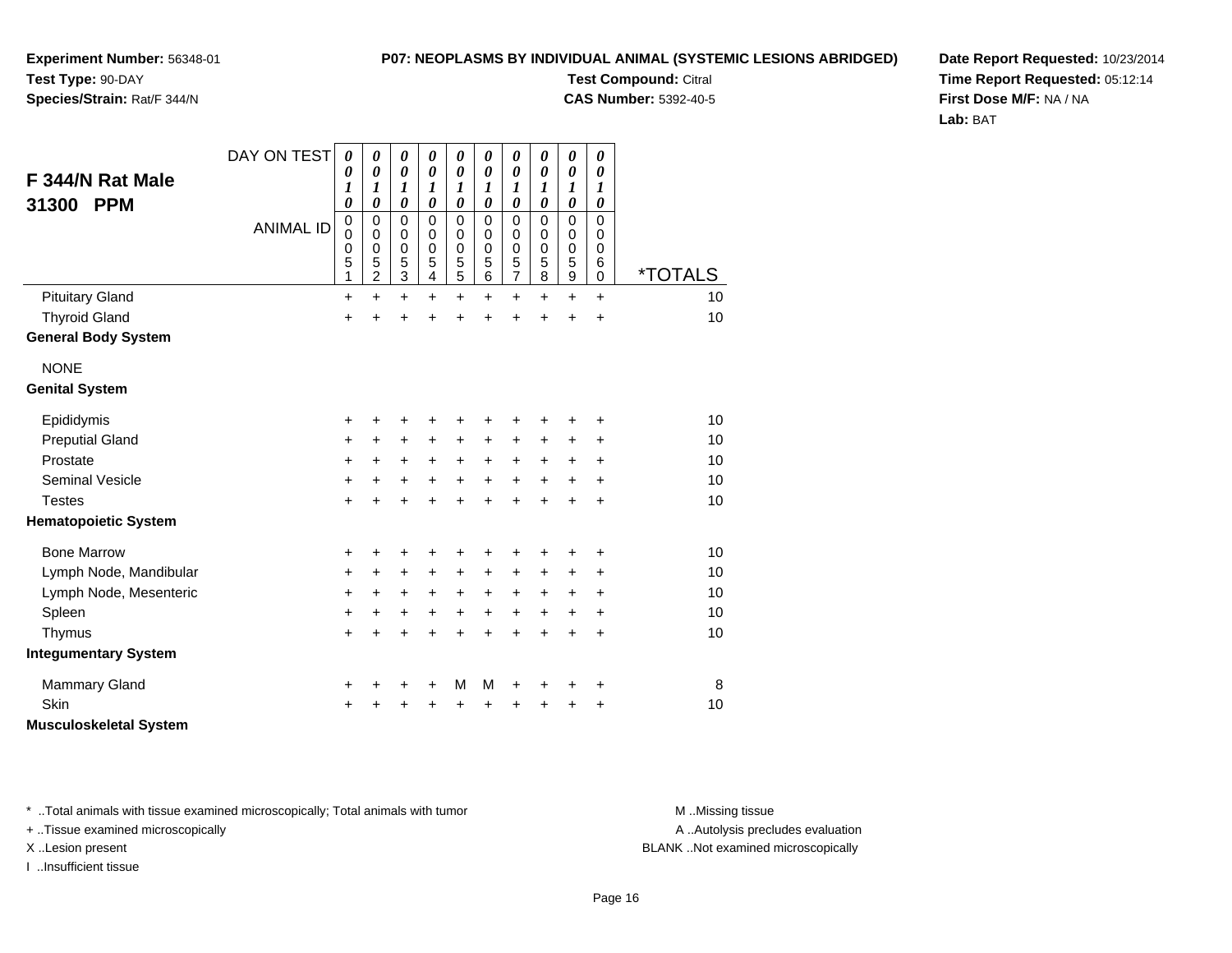**Experiment Number:** 56348-01
**Test Type:** 90-DAY
**Species/Strain:** Rat/F 344/N

**P07: NEOPLASMS BY INDIVIDUAL ANIMAL (SYSTEMIC LESIONS ABRIDGED)**
**Test Compound:** Citral
**CAS Number:** 5392-40-5

**Date Report Requested:** 10/23/2014
**Time Report Requested:** 05:12:14
**First Dose M/F:** NA / NA
**Lab:** BAT

## F 344/N Rat Male 31300 PPM

| DAY ON TEST | 0010 | 0010 | 0010 | 0010 | 0010 | 0010 | 0010 | 0010 | 0010 | 0010 | |
|---|---|---|---|---|---|---|---|---|---|---|---|
| ANIMAL ID | 00051 | 00052 | 00053 | 00054 | 00055 | 00056 | 00057 | 00058 | 00059 | 00060 | *TOTALS |
| Pituitary Gland | + | + | + | + | + | + | + | + | + | + | 10 |
| Thyroid Gland | + | + | + | + | + | + | + | + | + | + | 10 |
| **General Body System** | | | | | | | | | | | |
| NONE | | | | | | | | | | | |
| **Genital System** | | | | | | | | | | | |
| Epididymis | + | + | + | + | + | + | + | + | + | + | 10 |
| Preputial Gland | + | + | + | + | + | + | + | + | + | + | 10 |
| Prostate | + | + | + | + | + | + | + | + | + | + | 10 |
| Seminal Vesicle | + | + | + | + | + | + | + | + | + | + | 10 |
| Testes | + | + | + | + | + | + | + | + | + | + | 10 |
| **Hematopoietic System** | | | | | | | | | | | |
| Bone Marrow | + | + | + | + | + | + | + | + | + | + | 10 |
| Lymph Node, Mandibular | + | + | + | + | + | + | + | + | + | + | 10 |
| Lymph Node, Mesenteric | + | + | + | + | + | + | + | + | + | + | 10 |
| Spleen | + | + | + | + | + | + | + | + | + | + | 10 |
| Thymus | + | + | + | + | + | + | + | + | + | + | 10 |
| **Integumentary System** | | | | | | | | | | | |
| Mammary Gland | + | + | + | + | M | M | + | + | + | + | 8 |
| Skin | + | + | + | + | + | + | + | + | + | + | 10 |
| **Musculoskeletal System** | | | | | | | | | | | |

* ..Total animals with tissue examined microscopically; Total animals with tumor
+ ..Tissue examined microscopically
X ..Lesion present
I ..Insufficient tissue

M ..Missing tissue
A ..Autolysis precludes evaluation
BLANK ..Not examined microscopically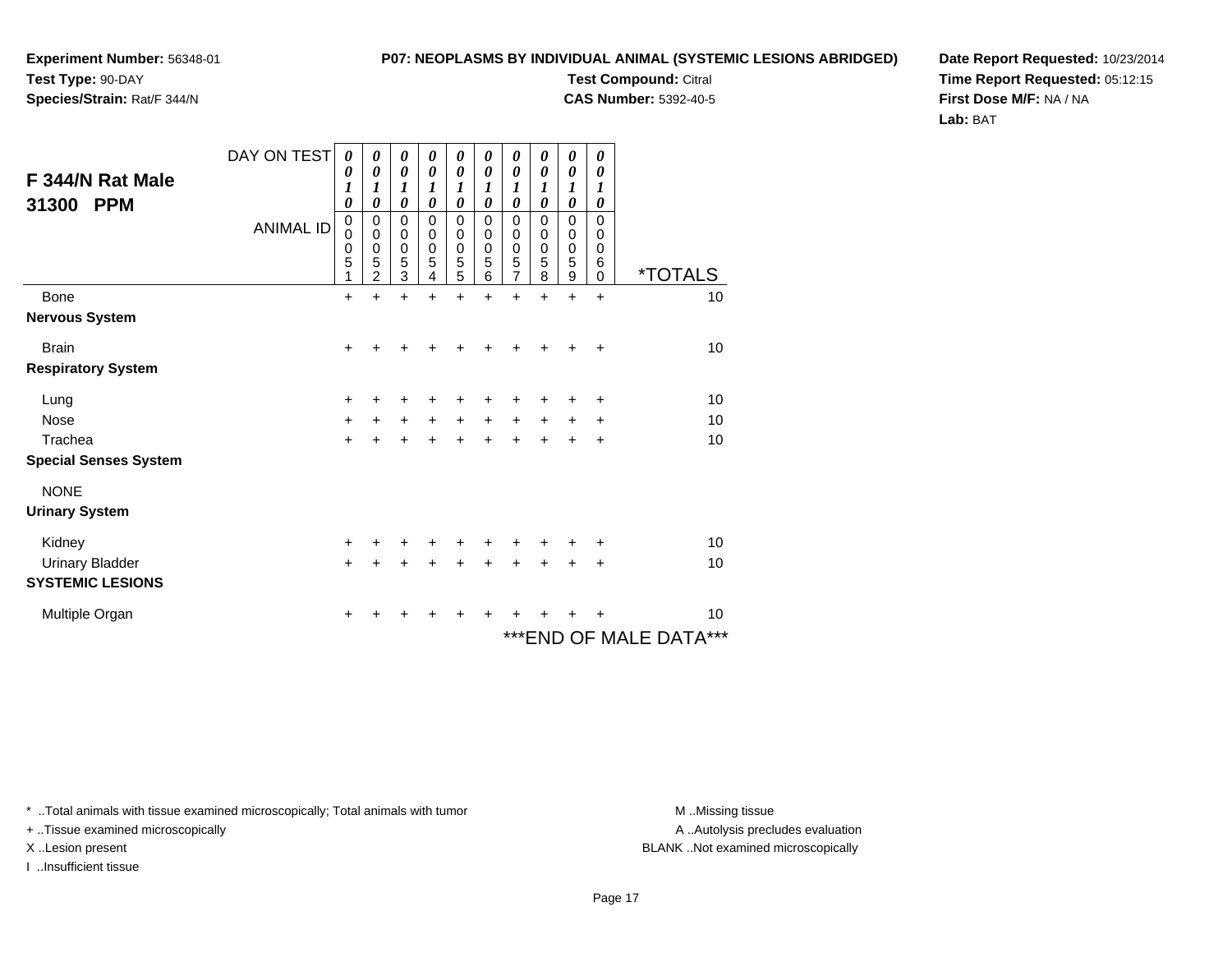**Experiment Number:** 56348-01
**Test Type:** 90-DAY
**Species/Strain:** Rat/F 344/N

**P07: NEOPLASMS BY INDIVIDUAL ANIMAL (SYSTEMIC LESIONS ABRIDGED)**
**Test Compound:** Citral
**CAS Number:** 5392-40-5

**Date Report Requested:** 10/23/2014
**Time Report Requested:** 05:12:15
**First Dose M/F:** NA / NA
**Lab:** BAT

## F 344/N Rat Male 31300 PPM

| DAY ON TEST | 0010 | 0010 | 0010 | 0010 | 0010 | 0010 | 0010 | 0010 | 0010 | 0010 | |
|---|---|---|---|---|---|---|---|---|---|---|---|
| **ANIMAL ID** | 00051 | 00052 | 00053 | 00054 | 00055 | 00056 | 00057 | 00058 | 00059 | 00060 | ***TOTALS** |
| Bone | + | + | + | + | + | + | + | + | + | + | 10 |
| **Nervous System** | | | | | | | | | | | |
| Brain | + | + | + | + | + | + | + | + | + | + | 10 |
| **Respiratory System** | | | | | | | | | | | |
| Lung | + | + | + | + | + | + | + | + | + | + | 10 |
| Nose | + | + | + | + | + | + | + | + | + | + | 10 |
| Trachea | + | + | + | + | + | + | + | + | + | + | 10 |
| **Special Senses System** | | | | | | | | | | | |
| NONE | | | | | | | | | | | |
| **Urinary System** | | | | | | | | | | | |
| Kidney | + | + | + | + | + | + | + | + | + | + | 10 |
| Urinary Bladder | + | + | + | + | + | + | + | + | + | + | 10 |
| **SYSTEMIC LESIONS** | | | | | | | | | | | |
| Multiple Organ | + | + | + | + | + | + | + | + | + | + | 10 |

***END OF MALE DATA***

* ..Total animals with tissue examined microscopically; Total animals with tumor
+ ..Tissue examined microscopically
X ..Lesion present
I ..Insufficient tissue

M ..Missing tissue
A ..Autolysis precludes evaluation
BLANK ..Not examined microscopically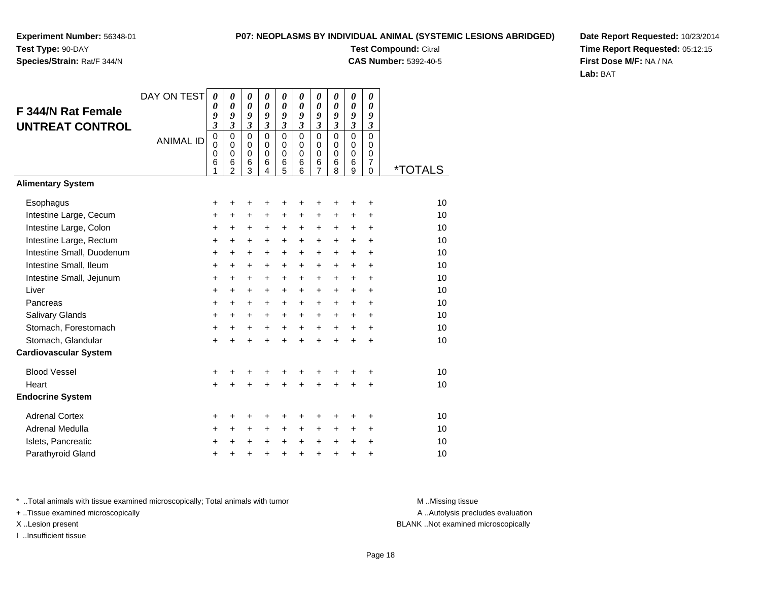**Experiment Number:** 56348-01
**Test Type:** 90-DAY
**Species/Strain:** Rat/F 344/N

**P07: NEOPLASMS BY INDIVIDUAL ANIMAL (SYSTEMIC LESIONS ABRIDGED)**
**Test Compound:** Citral
**CAS Number:** 5392-40-5

**Date Report Requested:** 10/23/2014
**Time Report Requested:** 05:12:15
**First Dose M/F:** NA / NA
**Lab:** BAT

## F 344/N Rat Female UNTREAT CONTROL

| DAY ON TEST | 0093 | 0093 | 0093 | 0093 | 0093 | 0093 | 0093 | 0093 | 0093 | 0093 | |
|---|---|---|---|---|---|---|---|---|---|---|---|
| ANIMAL ID | 00061 | 00062 | 00063 | 00064 | 00065 | 00066 | 00067 | 00068 | 00069 | 00070 | *TOTALS |
| **Alimentary System** | | | | | | | | | | | |
| Esophagus | + | + | + | + | + | + | + | + | + | + | 10 |
| Intestine Large, Cecum | + | + | + | + | + | + | + | + | + | + | 10 |
| Intestine Large, Colon | + | + | + | + | + | + | + | + | + | + | 10 |
| Intestine Large, Rectum | + | + | + | + | + | + | + | + | + | + | 10 |
| Intestine Small, Duodenum | + | + | + | + | + | + | + | + | + | + | 10 |
| Intestine Small, Ileum | + | + | + | + | + | + | + | + | + | + | 10 |
| Intestine Small, Jejunum | + | + | + | + | + | + | + | + | + | + | 10 |
| Liver | + | + | + | + | + | + | + | + | + | + | 10 |
| Pancreas | + | + | + | + | + | + | + | + | + | + | 10 |
| Salivary Glands | + | + | + | + | + | + | + | + | + | + | 10 |
| Stomach, Forestomach | + | + | + | + | + | + | + | + | + | + | 10 |
| Stomach, Glandular | + | + | + | + | + | + | + | + | + | + | 10 |
| **Cardiovascular System** | | | | | | | | | | | |
| Blood Vessel | + | + | + | + | + | + | + | + | + | + | 10 |
| Heart | + | + | + | + | + | + | + | + | + | + | 10 |
| **Endocrine System** | | | | | | | | | | | |
| Adrenal Cortex | + | + | + | + | + | + | + | + | + | + | 10 |
| Adrenal Medulla | + | + | + | + | + | + | + | + | + | + | 10 |
| Islets, Pancreatic | + | + | + | + | + | + | + | + | + | + | 10 |
| Parathyroid Gland | + | + | + | + | + | + | + | + | + | + | 10 |

* ..Total animals with tissue examined microscopically; Total animals with tumor
+ ..Tissue examined microscopically
X ..Lesion present
I ..Insufficient tissue

M ..Missing tissue
A ..Autolysis precludes evaluation
BLANK ..Not examined microscopically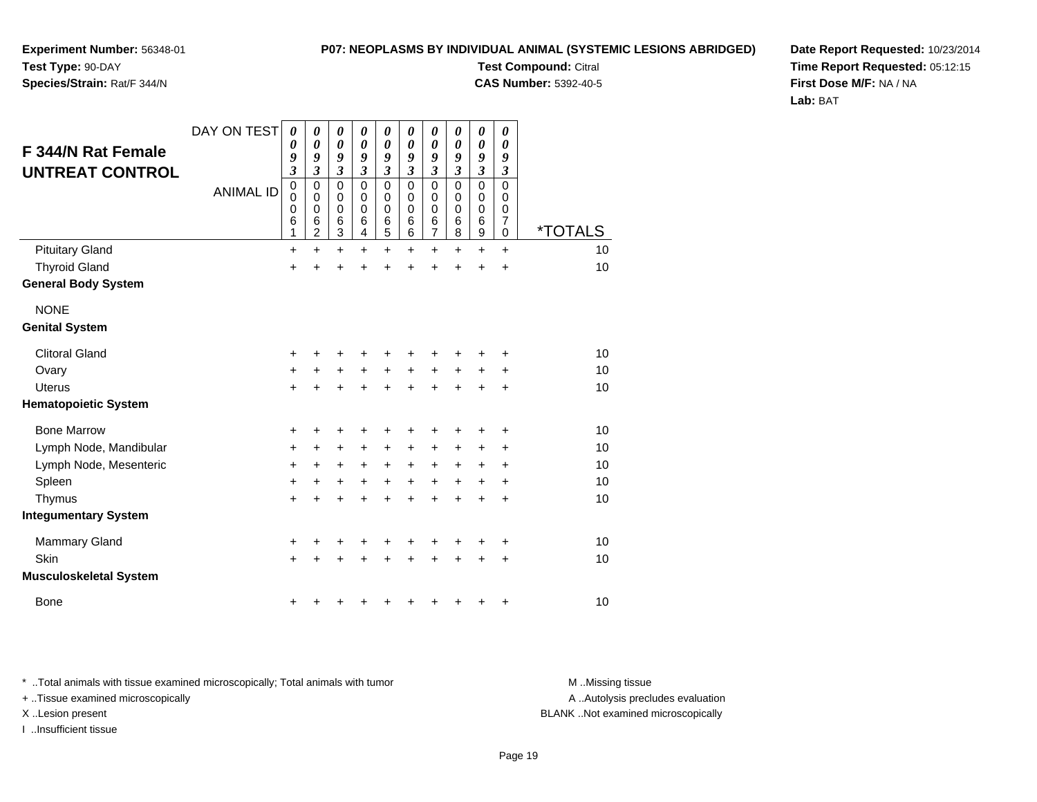**Experiment Number:** 56348-01
**Test Type:** 90-DAY
**Species/Strain:** Rat/F 344/N

**P07: NEOPLASMS BY INDIVIDUAL ANIMAL (SYSTEMIC LESIONS ABRIDGED)**
**Test Compound:** Citral
**CAS Number:** 5392-40-5

**Date Report Requested:** 10/23/2014
**Time Report Requested:** 05:12:15
**First Dose M/F:** NA / NA
**Lab:** BAT

## F 344/N Rat Female UNTREAT CONTROL

| DAY ON TEST | 0093 | 0093 | 0093 | 0093 | 0093 | 0093 | 0093 | 0093 | 0093 | 0093 | |
|---|---|---|---|---|---|---|---|---|---|---|---|
| ANIMAL ID | 00061 | 00062 | 00063 | 00064 | 00065 | 00066 | 00067 | 00068 | 00069 | 00070 | *TOTALS |
| Pituitary Gland | + | + | + | + | + | + | + | + | + | + | 10 |
| Thyroid Gland | + | + | + | + | + | + | + | + | + | + | 10 |
| **General Body System** | | | | | | | | | | | |
| NONE | | | | | | | | | | | |
| **Genital System** | | | | | | | | | | | |
| Clitoral Gland | + | + | + | + | + | + | + | + | + | + | 10 |
| Ovary | + | + | + | + | + | + | + | + | + | + | 10 |
| Uterus | + | + | + | + | + | + | + | + | + | + | 10 |
| **Hematopoietic System** | | | | | | | | | | | |
| Bone Marrow | + | + | + | + | + | + | + | + | + | + | 10 |
| Lymph Node, Mandibular | + | + | + | + | + | + | + | + | + | + | 10 |
| Lymph Node, Mesenteric | + | + | + | + | + | + | + | + | + | + | 10 |
| Spleen | + | + | + | + | + | + | + | + | + | + | 10 |
| Thymus | + | + | + | + | + | + | + | + | + | + | 10 |
| **Integumentary System** | | | | | | | | | | | |
| Mammary Gland | + | + | + | + | + | + | + | + | + | + | 10 |
| Skin | + | + | + | + | + | + | + | + | + | + | 10 |
| **Musculoskeletal System** | | | | | | | | | | | |
| Bone | + | + | + | + | + | + | + | + | + | + | 10 |

\* ..Total animals with tissue examined microscopically; Total animals with tumor
\+ ..Tissue examined microscopically
X ..Lesion present
I ..Insufficient tissue

M ..Missing tissue
A ..Autolysis precludes evaluation
BLANK ..Not examined microscopically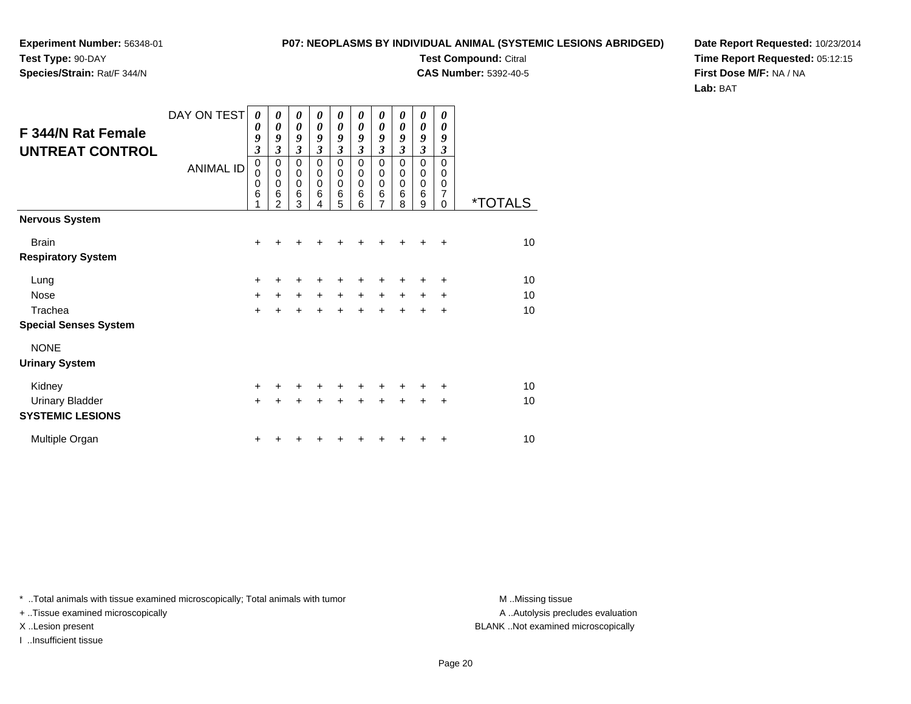**Experiment Number:** 56348-01
**Test Type:** 90-DAY
**Species/Strain:** Rat/F 344/N

**P07: NEOPLASMS BY INDIVIDUAL ANIMAL (SYSTEMIC LESIONS ABRIDGED)**
**Test Compound:** Citral
**CAS Number:** 5392-40-5

**Date Report Requested:** 10/23/2014
**Time Report Requested:** 05:12:15
**First Dose M/F:** NA / NA
**Lab:** BAT

## F 344/N Rat Female UNTREAT CONTROL

| DAY ON TEST | 0093 | 0093 | 0093 | 0093 | 0093 | 0093 | 0093 | 0093 | 0093 | 0093 | |
|---|---|---|---|---|---|---|---|---|---|---|---|
| ANIMAL ID | 00061 | 00062 | 00063 | 00064 | 00065 | 00066 | 00067 | 00068 | 00069 | 00070 | *TOTALS |
| **Nervous System** | | | | | | | | | | | |
| Brain | + | + | + | + | + | + | + | + | + | + | 10 |
| **Respiratory System** | | | | | | | | | | | |
| Lung | + | + | + | + | + | + | + | + | + | + | 10 |
| Nose | + | + | + | + | + | + | + | + | + | + | 10 |
| Trachea | + | + | + | + | + | + | + | + | + | + | 10 |
| **Special Senses System** | | | | | | | | | | | |
| NONE | | | | | | | | | | | |
| **Urinary System** | | | | | | | | | | | |
| Kidney | + | + | + | + | + | + | + | + | + | + | 10 |
| Urinary Bladder | + | + | + | + | + | + | + | + | + | + | 10 |
| **SYSTEMIC LESIONS** | | | | | | | | | | | |
| Multiple Organ | + | + | + | + | + | + | + | + | + | + | 10 |

* ..Total animals with tissue examined microscopically; Total animals with tumor
+ ..Tissue examined microscopically
X ..Lesion present
I ..Insufficient tissue

M ..Missing tissue
A ..Autolysis precludes evaluation
BLANK ..Not examined microscopically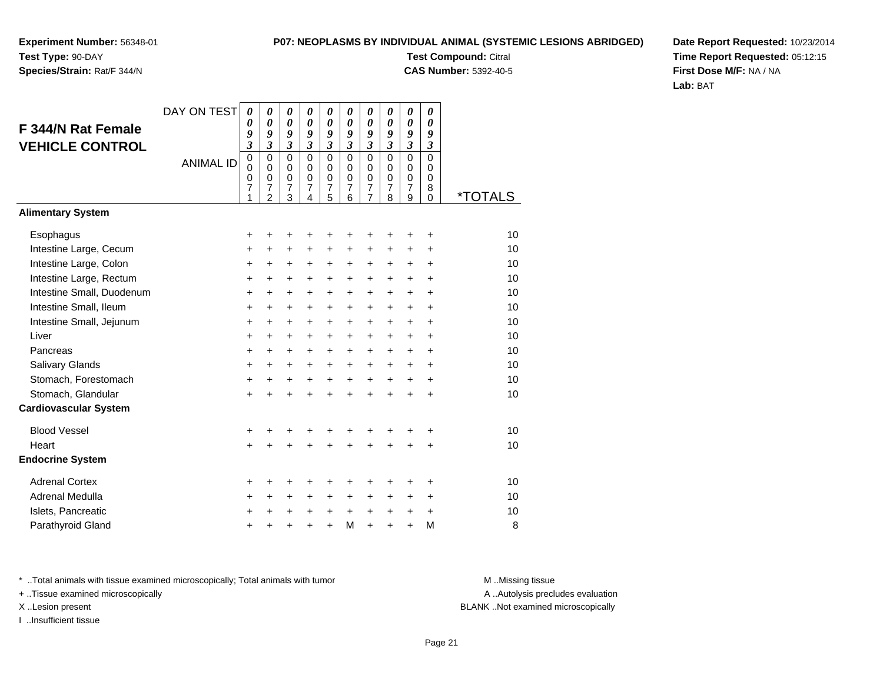**Experiment Number:** 56348-01
**Test Type:** 90-DAY
**Species/Strain:** Rat/F 344/N

**P07: NEOPLASMS BY INDIVIDUAL ANIMAL (SYSTEMIC LESIONS ABRIDGED)**
**Test Compound:** Citral
**CAS Number:** 5392-40-5

**Date Report Requested:** 10/23/2014
**Time Report Requested:** 05:12:15
**First Dose M/F:** NA / NA
**Lab:** BAT

## F 344/N Rat Female VEHICLE CONTROL

| DAY ON TEST | 0093 | 0093 | 0093 | 0093 | 0093 | 0093 | 0093 | 0093 | 0093 | 0093 | |
|---|---|---|---|---|---|---|---|---|---|---|---|
| ANIMAL ID | 00071 | 00072 | 00073 | 00074 | 00075 | 00076 | 00077 | 00078 | 00079 | 00080 | *TOTALS |
| **Alimentary System** | | | | | | | | | | | |
| Esophagus | + | + | + | + | + | + | + | + | + | + | 10 |
| Intestine Large, Cecum | + | + | + | + | + | + | + | + | + | + | 10 |
| Intestine Large, Colon | + | + | + | + | + | + | + | + | + | + | 10 |
| Intestine Large, Rectum | + | + | + | + | + | + | + | + | + | + | 10 |
| Intestine Small, Duodenum | + | + | + | + | + | + | + | + | + | + | 10 |
| Intestine Small, Ileum | + | + | + | + | + | + | + | + | + | + | 10 |
| Intestine Small, Jejunum | + | + | + | + | + | + | + | + | + | + | 10 |
| Liver | + | + | + | + | + | + | + | + | + | + | 10 |
| Pancreas | + | + | + | + | + | + | + | + | + | + | 10 |
| Salivary Glands | + | + | + | + | + | + | + | + | + | + | 10 |
| Stomach, Forestomach | + | + | + | + | + | + | + | + | + | + | 10 |
| Stomach, Glandular | + | + | + | + | + | + | + | + | + | + | 10 |
| **Cardiovascular System** | | | | | | | | | | | |
| Blood Vessel | + | + | + | + | + | + | + | + | + | + | 10 |
| Heart | + | + | + | + | + | + | + | + | + | + | 10 |
| **Endocrine System** | | | | | | | | | | | |
| Adrenal Cortex | + | + | + | + | + | + | + | + | + | + | 10 |
| Adrenal Medulla | + | + | + | + | + | + | + | + | + | + | 10 |
| Islets, Pancreatic | + | + | + | + | + | + | + | + | + | + | 10 |
| Parathyroid Gland | + | + | + | + | + | M | + | + | + | M | 8 |

* ..Total animals with tissue examined microscopically; Total animals with tumor
+ ..Tissue examined microscopically
X ..Lesion present
I ..Insufficient tissue

M ..Missing tissue
A ..Autolysis precludes evaluation
BLANK ..Not examined microscopically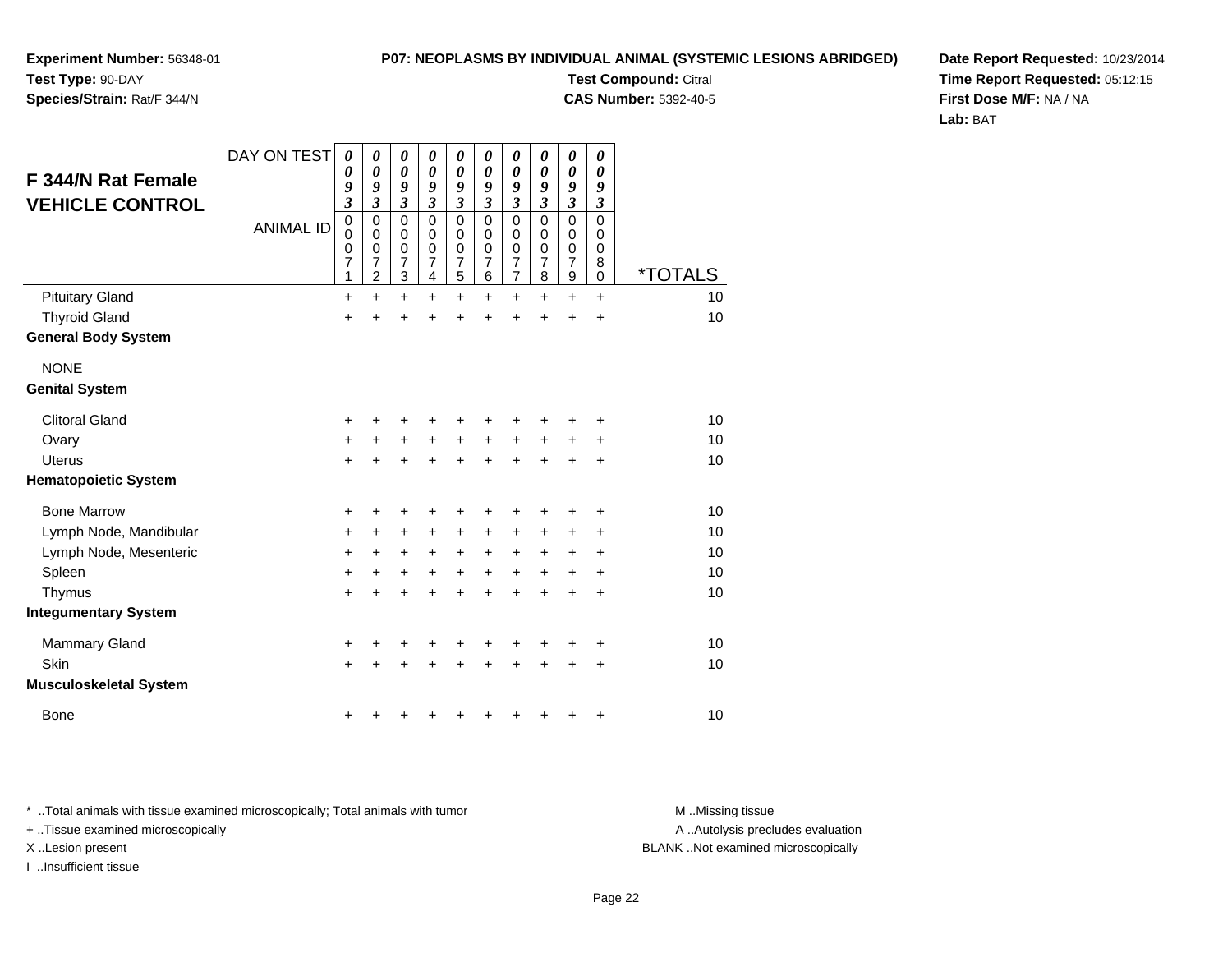**Experiment Number:** 56348-01
**Test Type:** 90-DAY
**Species/Strain:** Rat/F 344/N

**P07: NEOPLASMS BY INDIVIDUAL ANIMAL (SYSTEMIC LESIONS ABRIDGED)**
**Test Compound:** Citral
**CAS Number:** 5392-40-5

**Date Report Requested:** 10/23/2014
**Time Report Requested:** 05:12:15
**First Dose M/F:** NA / NA
**Lab:** BAT

## F 344/N Rat Female VEHICLE CONTROL

| DAY ON TEST | 0093 | 0093 | 0093 | 0093 | 0093 | 0093 | 0093 | 0093 | 0093 | 0093 | |
|---|---|---|---|---|---|---|---|---|---|---|---|
| ANIMAL ID | 00071 | 00072 | 00073 | 00074 | 00075 | 00076 | 00077 | 00078 | 00079 | 00080 | *TOTALS |
| Pituitary Gland | + | + | + | + | + | + | + | + | + | + | 10 |
| Thyroid Gland | + | + | + | + | + | + | + | + | + | + | 10 |
| **General Body System** | | | | | | | | | | | |
| NONE | | | | | | | | | | | |
| **Genital System** | | | | | | | | | | | |
| Clitoral Gland | + | + | + | + | + | + | + | + | + | + | 10 |
| Ovary | + | + | + | + | + | + | + | + | + | + | 10 |
| Uterus | + | + | + | + | + | + | + | + | + | + | 10 |
| **Hematopoietic System** | | | | | | | | | | | |
| Bone Marrow | + | + | + | + | + | + | + | + | + | + | 10 |
| Lymph Node, Mandibular | + | + | + | + | + | + | + | + | + | + | 10 |
| Lymph Node, Mesenteric | + | + | + | + | + | + | + | + | + | + | 10 |
| Spleen | + | + | + | + | + | + | + | + | + | + | 10 |
| Thymus | + | + | + | + | + | + | + | + | + | + | 10 |
| **Integumentary System** | | | | | | | | | | | |
| Mammary Gland | + | + | + | + | + | + | + | + | + | + | 10 |
| Skin | + | + | + | + | + | + | + | + | + | + | 10 |
| **Musculoskeletal System** | | | | | | | | | | | |
| Bone | + | + | + | + | + | + | + | + | + | + | 10 |

* ..Total animals with tissue examined microscopically; Total animals with tumor
+ ..Tissue examined microscopically
X ..Lesion present
I ..Insufficient tissue

M ..Missing tissue
A ..Autolysis precludes evaluation
BLANK ..Not examined microscopically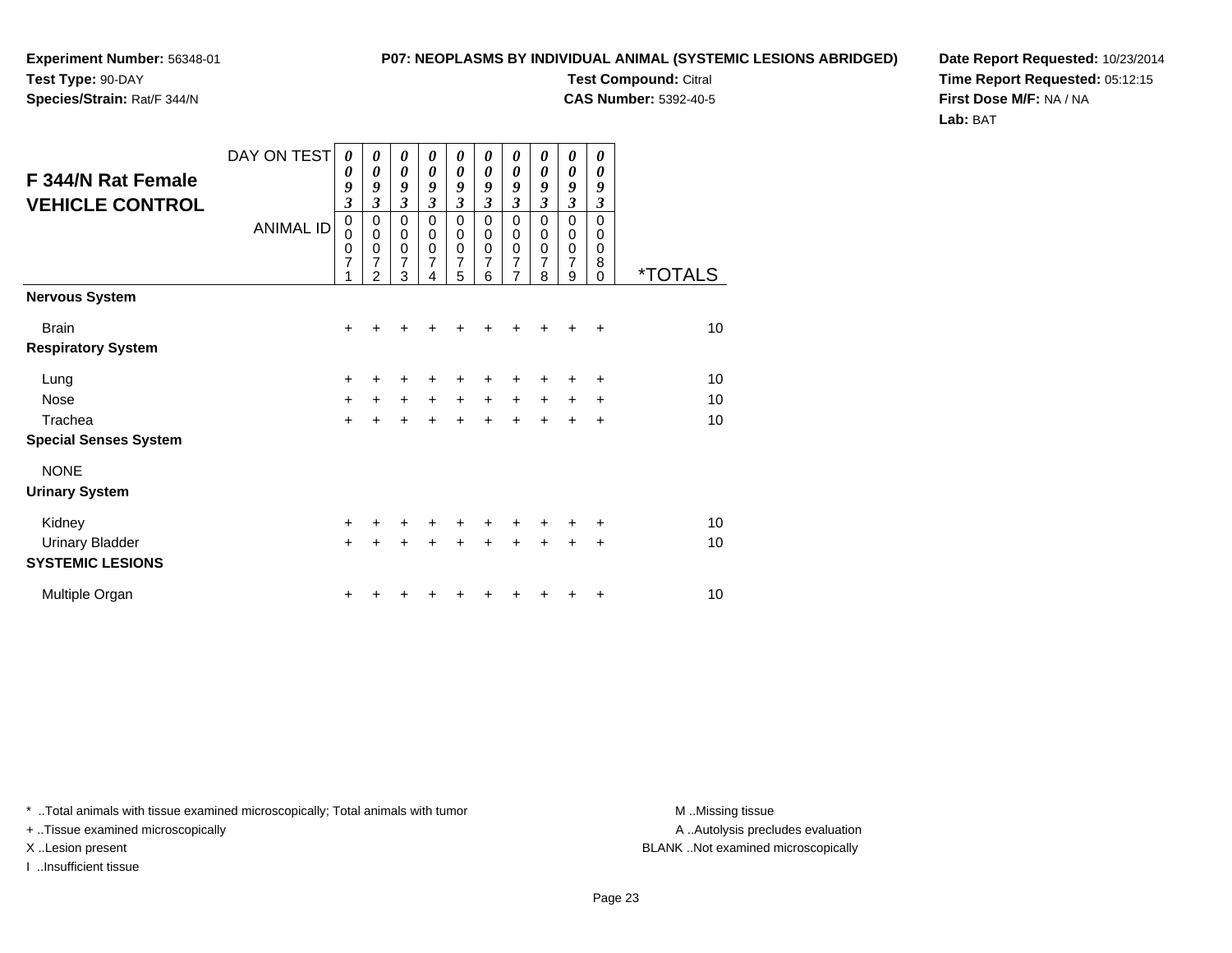**Experiment Number:** 56348-01
**Test Type:** 90-DAY
**Species/Strain:** Rat/F 344/N

**P07: NEOPLASMS BY INDIVIDUAL ANIMAL (SYSTEMIC LESIONS ABRIDGED)**
**Test Compound:** Citral
**CAS Number:** 5392-40-5

**Date Report Requested:** 10/23/2014
**Time Report Requested:** 05:12:15
**First Dose M/F:** NA / NA
**Lab:** BAT

## F 344/N Rat Female VEHICLE CONTROL

| DAY ON TEST | 0093 | 0093 | 0093 | 0093 | 0093 | 0093 | 0093 | 0093 | 0093 | 0093 | |
|---|---|---|---|---|---|---|---|---|---|---|---|
| ANIMAL ID | 00071 | 00072 | 00073 | 00074 | 00075 | 00076 | 00077 | 00078 | 00079 | 00080 | *TOTALS |
| **Nervous System** | | | | | | | | | | | |
| Brain | + | + | + | + | + | + | + | + | + | + | 10 |
| **Respiratory System** | | | | | | | | | | | |
| Lung | + | + | + | + | + | + | + | + | + | + | 10 |
| Nose | + | + | + | + | + | + | + | + | + | + | 10 |
| Trachea | + | + | + | + | + | + | + | + | + | + | 10 |
| **Special Senses System** | | | | | | | | | | | |
| NONE | | | | | | | | | | | |
| **Urinary System** | | | | | | | | | | | |
| Kidney | + | + | + | + | + | + | + | + | + | + | 10 |
| Urinary Bladder | + | + | + | + | + | + | + | + | + | + | 10 |
| **SYSTEMIC LESIONS** | | | | | | | | | | | |
| Multiple Organ | + | + | + | + | + | + | + | + | + | + | 10 |

* ..Total animals with tissue examined microscopically; Total animals with tumor
+ ..Tissue examined microscopically
X ..Lesion present
I ..Insufficient tissue

M ..Missing tissue
A ..Autolysis precludes evaluation
BLANK ..Not examined microscopically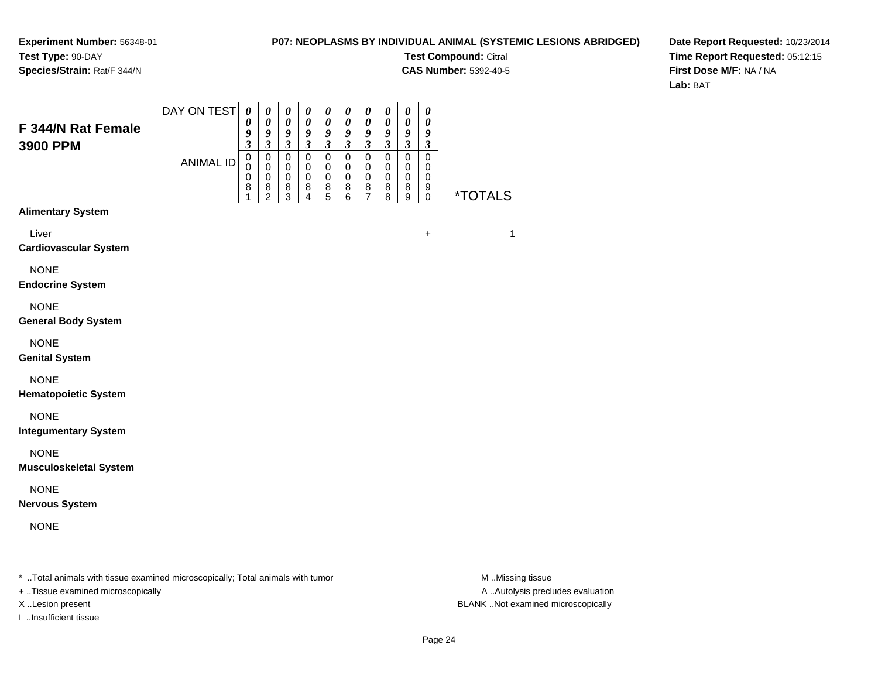**Experiment Number:** 56348-01
**Test Type:** 90-DAY
**Species/Strain:** Rat/F 344/N

**P07: NEOPLASMS BY INDIVIDUAL ANIMAL (SYSTEMIC LESIONS ABRIDGED)**
**Test Compound:** Citral
**CAS Number:** 5392-40-5

**Date Report Requested:** 10/23/2014
**Time Report Requested:** 05:12:15
**First Dose M/F:** NA / NA
**Lab:** BAT

## F 344/N Rat Female 3900 PPM

| DAY ON TEST | 0093 | 0093 | 0093 | 0093 | 0093 | 0093 | 0093 | 0093 | 0093 | 0093 | |
|---|---|---|---|---|---|---|---|---|---|---|---|
| ANIMAL ID | 00081 | 00082 | 00083 | 00084 | 00085 | 00086 | 00087 | 00088 | 00089 | 00090 | *TOTALS |
| **Alimentary System** | | | | | | | | | | | |
| Liver | | | | | | | | | | + | 1 |
| **Cardiovascular System** | | | | | | | | | | | |
| NONE | | | | | | | | | | | |
| **Endocrine System** | | | | | | | | | | | |
| NONE | | | | | | | | | | | |
| **General Body System** | | | | | | | | | | | |
| NONE | | | | | | | | | | | |
| **Genital System** | | | | | | | | | | | |
| NONE | | | | | | | | | | | |
| **Hematopoietic System** | | | | | | | | | | | |
| NONE | | | | | | | | | | | |
| **Integumentary System** | | | | | | | | | | | |
| NONE | | | | | | | | | | | |
| **Musculoskeletal System** | | | | | | | | | | | |
| NONE | | | | | | | | | | | |
| **Nervous System** | | | | | | | | | | | |
| NONE | | | | | | | | | | | |

\* ..Total animals with tissue examined microscopically; Total animals with tumor
+ ..Tissue examined microscopically
X ..Lesion present
I ..Insufficient tissue

M ..Missing tissue
A ..Autolysis precludes evaluation
BLANK ..Not examined microscopically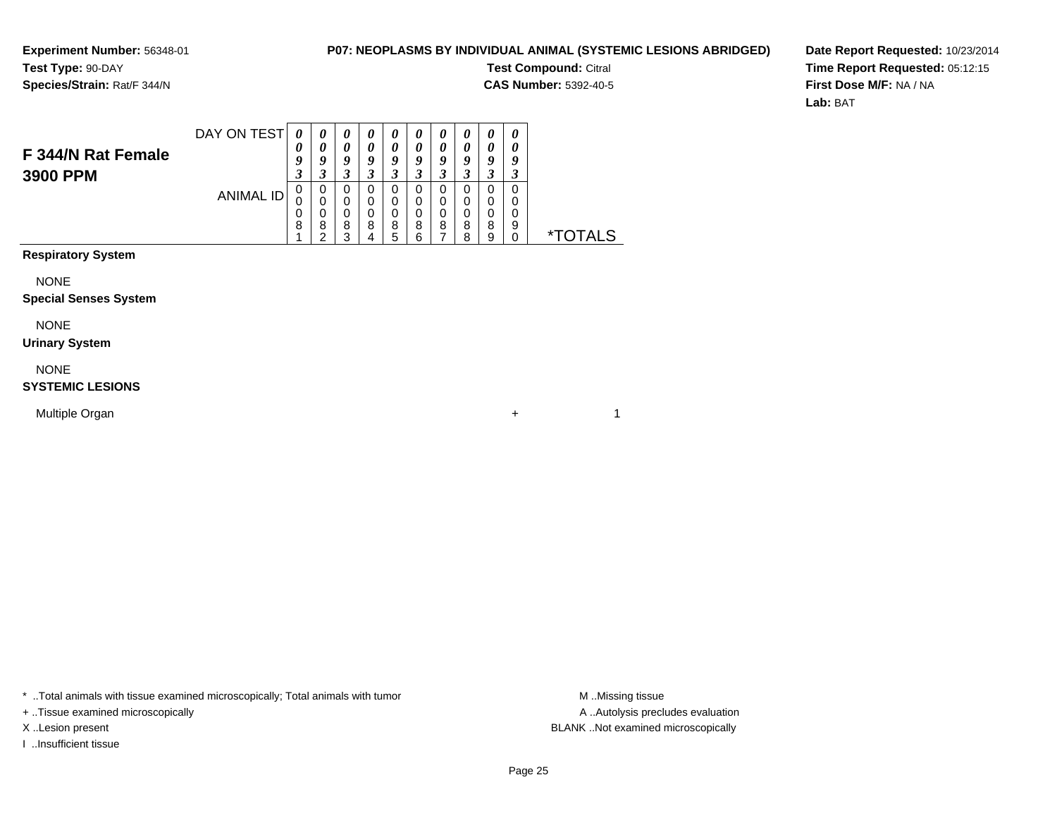**Experiment Number:** 56348-01
**Test Type:** 90-DAY
**Species/Strain:** Rat/F 344/N

**P07: NEOPLASMS BY INDIVIDUAL ANIMAL (SYSTEMIC LESIONS ABRIDGED)**
**Test Compound:** Citral
**CAS Number:** 5392-40-5

**Date Report Requested:** 10/23/2014
**Time Report Requested:** 05:12:15
**First Dose M/F:** NA / NA
**Lab:** BAT

## F 344/N Rat Female 3900 PPM

| DAY ON TEST | 0093 | 0093 | 0093 | 0093 | 0093 | 0093 | 0093 | 0093 | 0093 | 0093 | |
|---|---|---|---|---|---|---|---|---|---|---|---|
| ANIMAL ID | 00081 | 00082 | 00083 | 00084 | 00085 | 00086 | 00087 | 00088 | 00089 | 00090 | *TOTALS |
| **Respiratory System** | | | | | | | | | | | |
| NONE | | | | | | | | | | | |
| **Special Senses System** | | | | | | | | | | | |
| NONE | | | | | | | | | | | |
| **Urinary System** | | | | | | | | | | | |
| NONE | | | | | | | | | | | |
| **SYSTEMIC LESIONS** | | | | | | | | | | | |
| Multiple Organ | | | | | | | | | | + | 1 |

* ..Total animals with tissue examined microscopically; Total animals with tumor
+ ..Tissue examined microscopically
X ..Lesion present
I ..Insufficient tissue

M ..Missing tissue
A ..Autolysis precludes evaluation
BLANK ..Not examined microscopically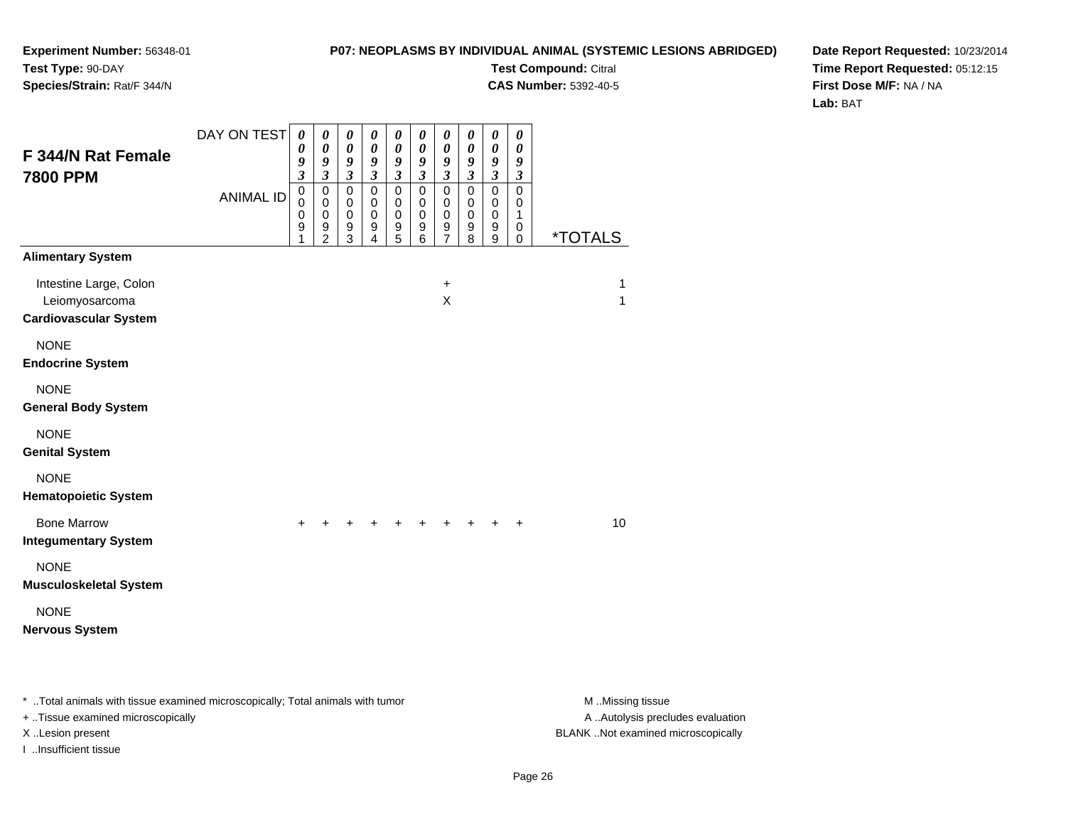**Experiment Number:** 56348-01
**Test Type:** 90-DAY
**Species/Strain:** Rat/F 344/N

**P07: NEOPLASMS BY INDIVIDUAL ANIMAL (SYSTEMIC LESIONS ABRIDGED)**
**Test Compound:** Citral
**CAS Number:** 5392-40-5

**Date Report Requested:** 10/23/2014
**Time Report Requested:** 05:12:15
**First Dose M/F:** NA / NA
**Lab:** BAT

## F 344/N Rat Female 7800 PPM

| DAY ON TEST | 0093 | 0093 | 0093 | 0093 | 0093 | 0093 | 0093 | 0093 | 0093 | 0093 | |
|---|---|---|---|---|---|---|---|---|---|---|---|
| ANIMAL ID | 00091 | 00092 | 00093 | 00094 | 00095 | 00096 | 00097 | 00098 | 00099 | 00100 | *TOTALS |
| **Alimentary System** | | | | | | | | | | | |
| Intestine Large, Colon | | | | | | | + | | | | 1 |
| Leiomyosarcoma | | | | | | | X | | | | 1 |
| **Cardiovascular System** | | | | | | | | | | | |
| NONE | | | | | | | | | | | |
| **Endocrine System** | | | | | | | | | | | |
| NONE | | | | | | | | | | | |
| **General Body System** | | | | | | | | | | | |
| NONE | | | | | | | | | | | |
| **Genital System** | | | | | | | | | | | |
| NONE | | | | | | | | | | | |
| **Hematopoietic System** | | | | | | | | | | | |
| Bone Marrow | + | + | + | + | + | + | + | + | + | + | 10 |
| **Integumentary System** | | | | | | | | | | | |
| NONE | | | | | | | | | | | |
| **Musculoskeletal System** | | | | | | | | | | | |
| NONE | | | | | | | | | | | |
| **Nervous System** | | | | | | | | | | | |

\* ..Total animals with tissue examined microscopically; Total animals with tumor
+ ..Tissue examined microscopically
X ..Lesion present
I ..Insufficient tissue

M ..Missing tissue
A ..Autolysis precludes evaluation
BLANK ..Not examined microscopically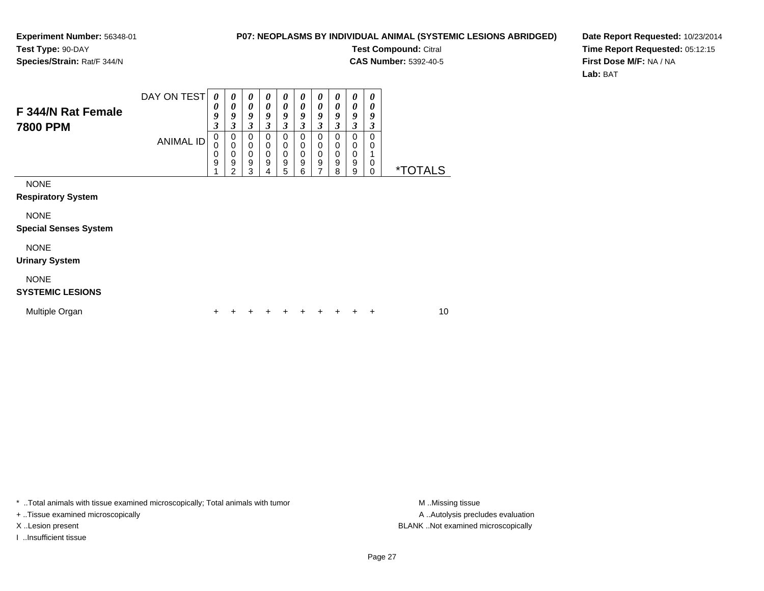**Experiment Number:** 56348-01
**Test Type:** 90-DAY
**Species/Strain:** Rat/F 344/N

**P07: NEOPLASMS BY INDIVIDUAL ANIMAL (SYSTEMIC LESIONS ABRIDGED)**
**Test Compound:** Citral
**CAS Number:** 5392-40-5

**Date Report Requested:** 10/23/2014
**Time Report Requested:** 05:12:15
**First Dose M/F:** NA / NA
**Lab:** BAT

## F 344/N Rat Female 7800 PPM

| DAY ON TEST | 0093 | 0093 | 0093 | 0093 | 0093 | 0093 | 0093 | 0093 | 0093 | 0093 | |
|---|---|---|---|---|---|---|---|---|---|---|---|
| ANIMAL ID | 00091 | 00092 | 00093 | 00094 | 00095 | 00096 | 00097 | 00098 | 00099 | 00100 | *TOTALS |
| NONE | | | | | | | | | | | |
| **Respiratory System** | | | | | | | | | | | |
| NONE | | | | | | | | | | | |
| **Special Senses System** | | | | | | | | | | | |
| NONE | | | | | | | | | | | |
| **Urinary System** | | | | | | | | | | | |
| NONE | | | | | | | | | | | |
| **SYSTEMIC LESIONS** | | | | | | | | | | | |
| Multiple Organ | + | + | + | + | + | + | + | + | + | + | 10 |

\* ..Total animals with tissue examined microscopically; Total animals with tumor
+ ..Tissue examined microscopically
X ..Lesion present
I ..Insufficient tissue

M ..Missing tissue
A ..Autolysis precludes evaluation
BLANK ..Not examined microscopically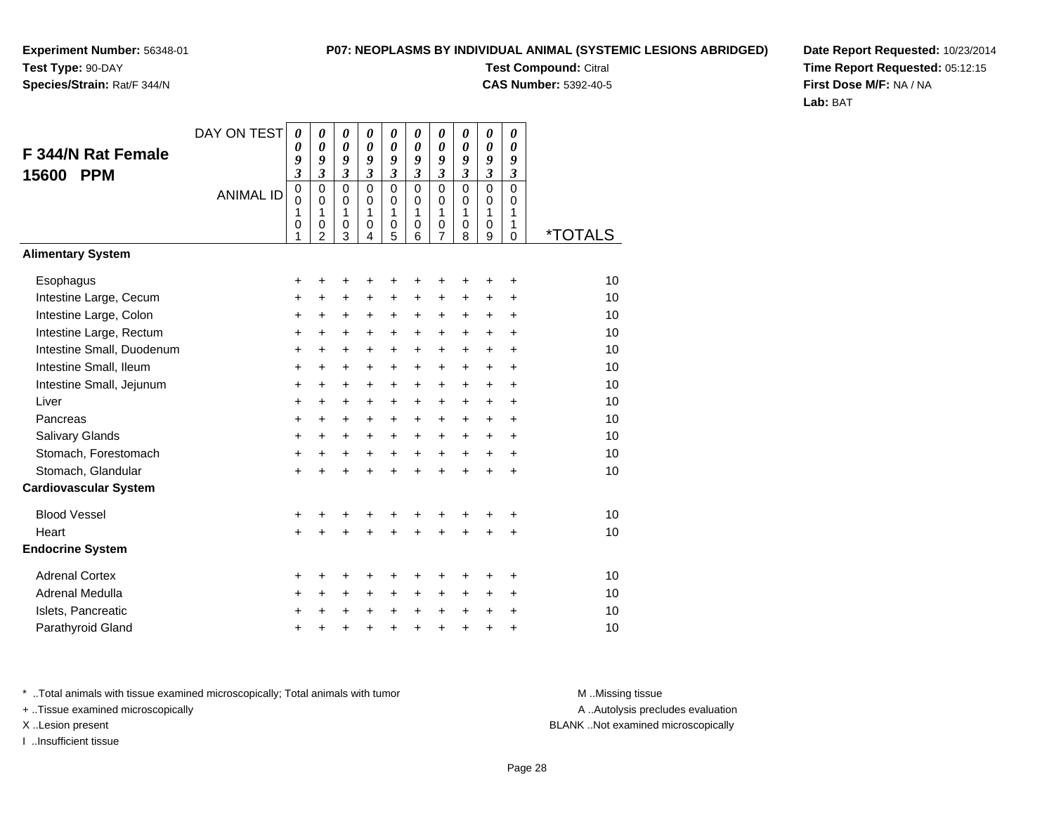**Experiment Number:** 56348-01
**Test Type:** 90-DAY
**Species/Strain:** Rat/F 344/N

**P07: NEOPLASMS BY INDIVIDUAL ANIMAL (SYSTEMIC LESIONS ABRIDGED)**
**Test Compound:** Citral
**CAS Number:** 5392-40-5

**Date Report Requested:** 10/23/2014
**Time Report Requested:** 05:12:15
**First Dose M/F:** NA / NA
**Lab:** BAT

## F 344/N Rat Female 15600 PPM

| DAY ON TEST | 0093 | 0093 | 0093 | 0093 | 0093 | 0093 | 0093 | 0093 | 0093 | 0093 | |
|---|---|---|---|---|---|---|---|---|---|---|---|
| ANIMAL ID | 00101 | 00102 | 00103 | 00104 | 00105 | 00106 | 00107 | 00108 | 00109 | 00110 | *TOTALS |
| **Alimentary System** | | | | | | | | | | | |
| Esophagus | + | + | + | + | + | + | + | + | + | + | 10 |
| Intestine Large, Cecum | + | + | + | + | + | + | + | + | + | + | 10 |
| Intestine Large, Colon | + | + | + | + | + | + | + | + | + | + | 10 |
| Intestine Large, Rectum | + | + | + | + | + | + | + | + | + | + | 10 |
| Intestine Small, Duodenum | + | + | + | + | + | + | + | + | + | + | 10 |
| Intestine Small, Ileum | + | + | + | + | + | + | + | + | + | + | 10 |
| Intestine Small, Jejunum | + | + | + | + | + | + | + | + | + | + | 10 |
| Liver | + | + | + | + | + | + | + | + | + | + | 10 |
| Pancreas | + | + | + | + | + | + | + | + | + | + | 10 |
| Salivary Glands | + | + | + | + | + | + | + | + | + | + | 10 |
| Stomach, Forestomach | + | + | + | + | + | + | + | + | + | + | 10 |
| Stomach, Glandular | + | + | + | + | + | + | + | + | + | + | 10 |
| **Cardiovascular System** | | | | | | | | | | | |
| Blood Vessel | + | + | + | + | + | + | + | + | + | + | 10 |
| Heart | + | + | + | + | + | + | + | + | + | + | 10 |
| **Endocrine System** | | | | | | | | | | | |
| Adrenal Cortex | + | + | + | + | + | + | + | + | + | + | 10 |
| Adrenal Medulla | + | + | + | + | + | + | + | + | + | + | 10 |
| Islets, Pancreatic | + | + | + | + | + | + | + | + | + | + | 10 |
| Parathyroid Gland | + | + | + | + | + | + | + | + | + | + | 10 |

* ..Total animals with tissue examined microscopically; Total animals with tumor
+ ..Tissue examined microscopically
X ..Lesion present
I ..Insufficient tissue

M ..Missing tissue
A ..Autolysis precludes evaluation
BLANK ..Not examined microscopically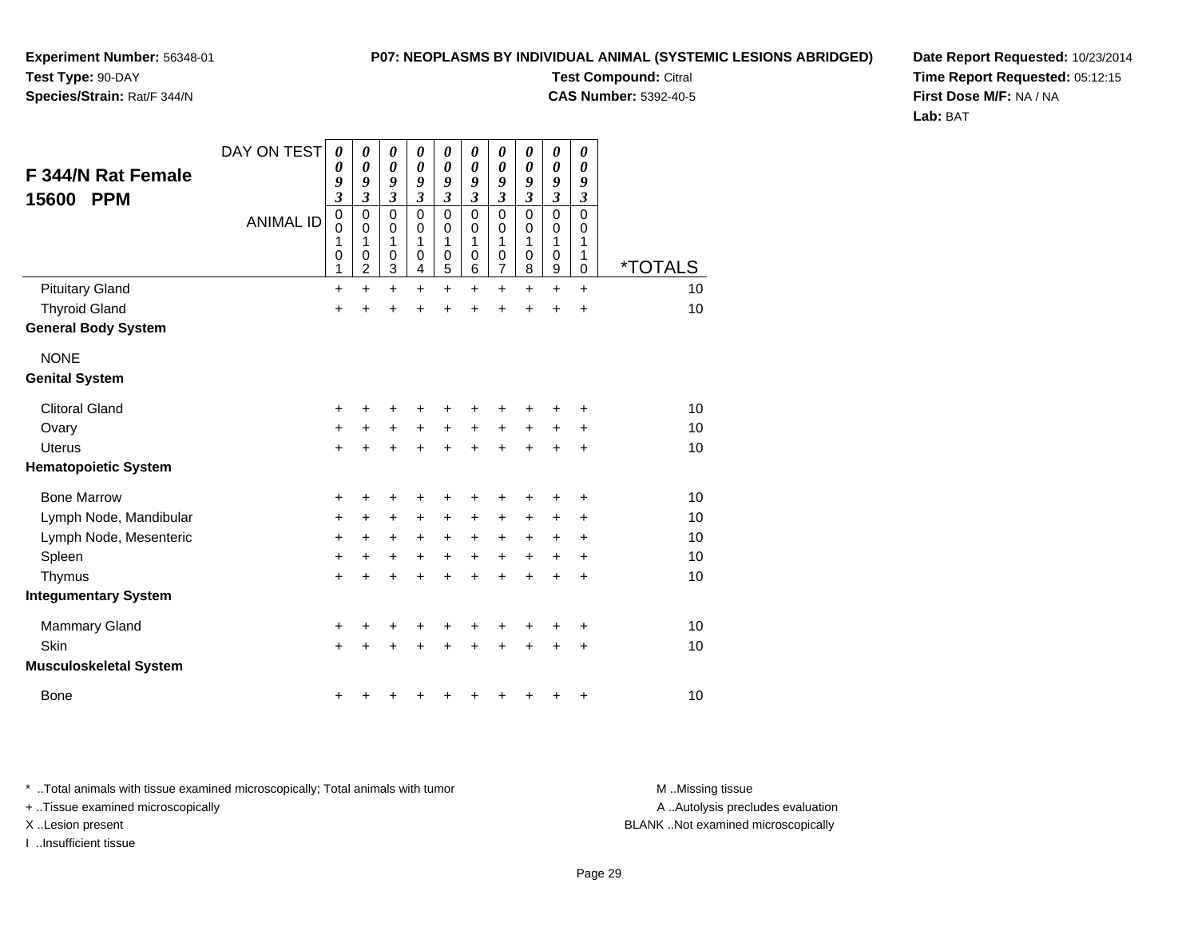**Experiment Number:** 56348-01
**Test Type:** 90-DAY
**Species/Strain:** Rat/F 344/N

**P07: NEOPLASMS BY INDIVIDUAL ANIMAL (SYSTEMIC LESIONS ABRIDGED)**
**Test Compound:** Citral
**CAS Number:** 5392-40-5

**Date Report Requested:** 10/23/2014
**Time Report Requested:** 05:12:15
**First Dose M/F:** NA / NA
**Lab:** BAT

## F 344/N Rat Female 15600 PPM

| DAY ON TEST | 0093 | 0093 | 0093 | 0093 | 0093 | 0093 | 0093 | 0093 | 0093 | 0093 | |
|---|---|---|---|---|---|---|---|---|---|---|---|
| ANIMAL ID | 00101 | 00102 | 00103 | 00104 | 00105 | 00106 | 00107 | 00108 | 00109 | 00110 | *TOTALS |
| Pituitary Gland | + | + | + | + | + | + | + | + | + | + | 10 |
| Thyroid Gland | + | + | + | + | + | + | + | + | + | + | 10 |
| **General Body System** | | | | | | | | | | | |
| NONE | | | | | | | | | | | |
| **Genital System** | | | | | | | | | | | |
| Clitoral Gland | + | + | + | + | + | + | + | + | + | + | 10 |
| Ovary | + | + | + | + | + | + | + | + | + | + | 10 |
| Uterus | + | + | + | + | + | + | + | + | + | + | 10 |
| **Hematopoietic System** | | | | | | | | | | | |
| Bone Marrow | + | + | + | + | + | + | + | + | + | + | 10 |
| Lymph Node, Mandibular | + | + | + | + | + | + | + | + | + | + | 10 |
| Lymph Node, Mesenteric | + | + | + | + | + | + | + | + | + | + | 10 |
| Spleen | + | + | + | + | + | + | + | + | + | + | 10 |
| Thymus | + | + | + | + | + | + | + | + | + | + | 10 |
| **Integumentary System** | | | | | | | | | | | |
| Mammary Gland | + | + | + | + | + | + | + | + | + | + | 10 |
| Skin | + | + | + | + | + | + | + | + | + | + | 10 |
| **Musculoskeletal System** | | | | | | | | | | | |
| Bone | + | + | + | + | + | + | + | + | + | + | 10 |

* ..Total animals with tissue examined microscopically; Total animals with tumor
+ ..Tissue examined microscopically
X ..Lesion present
I ..Insufficient tissue

M ..Missing tissue
A ..Autolysis precludes evaluation
BLANK ..Not examined microscopically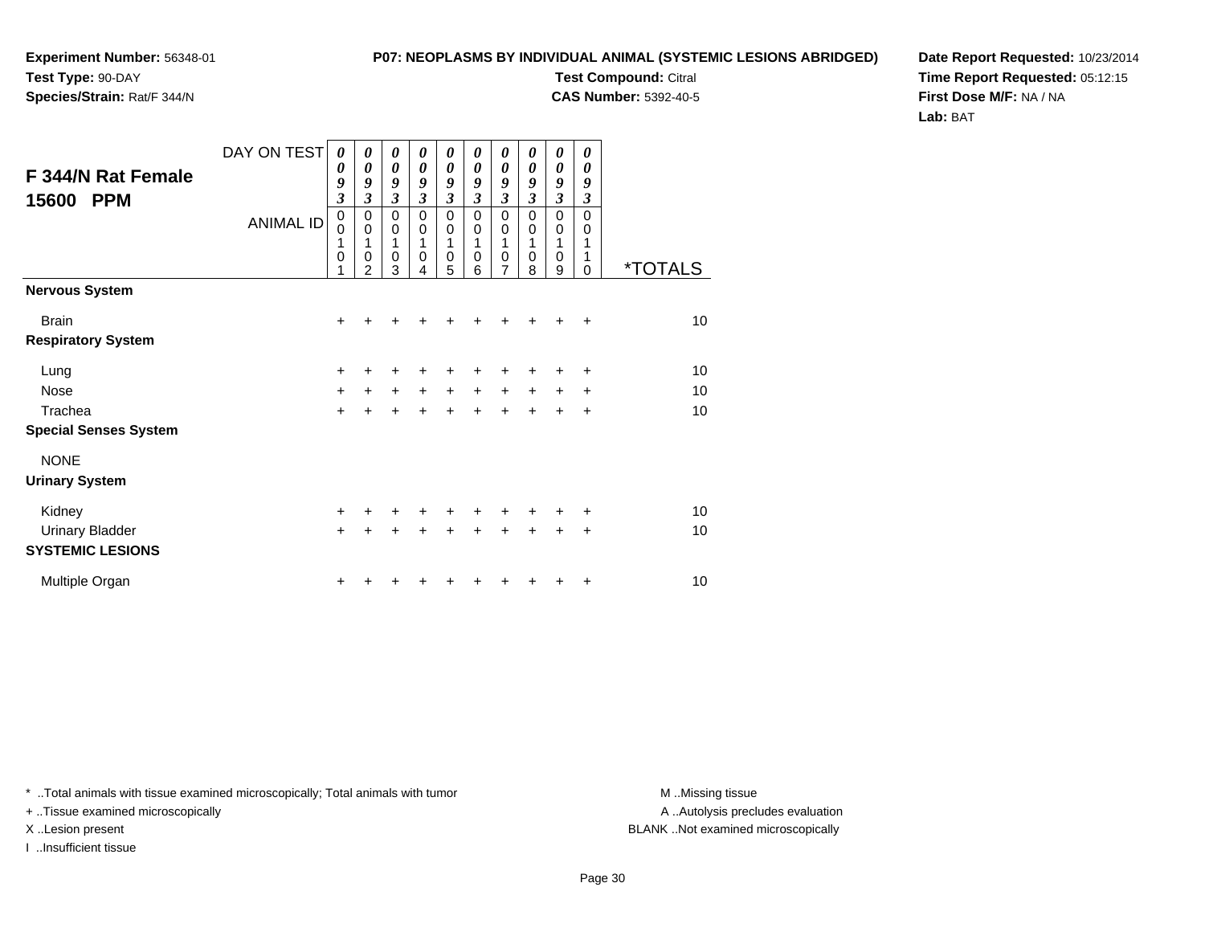**Experiment Number:** 56348-01
**Test Type:** 90-DAY
**Species/Strain:** Rat/F 344/N

**P07: NEOPLASMS BY INDIVIDUAL ANIMAL (SYSTEMIC LESIONS ABRIDGED)**
**Test Compound:** Citral
**CAS Number:** 5392-40-5

**Date Report Requested:** 10/23/2014
**Time Report Requested:** 05:12:15
**First Dose M/F:** NA / NA
**Lab:** BAT

## F 344/N Rat Female 15600 PPM

| DAY ON TEST | 0093 | 0093 | 0093 | 0093 | 0093 | 0093 | 0093 | 0093 | 0093 | 0093 | |
|---|---|---|---|---|---|---|---|---|---|---|---|
| ANIMAL ID | 00101 | 00102 | 00103 | 00104 | 00105 | 00106 | 00107 | 00108 | 00109 | 00110 | *TOTALS |
| **Nervous System** | | | | | | | | | | | |
| Brain | + | + | + | + | + | + | + | + | + | + | 10 |
| **Respiratory System** | | | | | | | | | | | |
| Lung | + | + | + | + | + | + | + | + | + | + | 10 |
| Nose | + | + | + | + | + | + | + | + | + | + | 10 |
| Trachea | + | + | + | + | + | + | + | + | + | + | 10 |
| **Special Senses System** | | | | | | | | | | | |
| NONE | | | | | | | | | | | |
| **Urinary System** | | | | | | | | | | | |
| Kidney | + | + | + | + | + | + | + | + | + | + | 10 |
| Urinary Bladder | + | + | + | + | + | + | + | + | + | + | 10 |
| **SYSTEMIC LESIONS** | | | | | | | | | | | |
| Multiple Organ | + | + | + | + | + | + | + | + | + | + | 10 |

* ..Total animals with tissue examined microscopically; Total animals with tumor
+ ..Tissue examined microscopically
X ..Lesion present
I ..Insufficient tissue

M ..Missing tissue
A ..Autolysis precludes evaluation
BLANK ..Not examined microscopically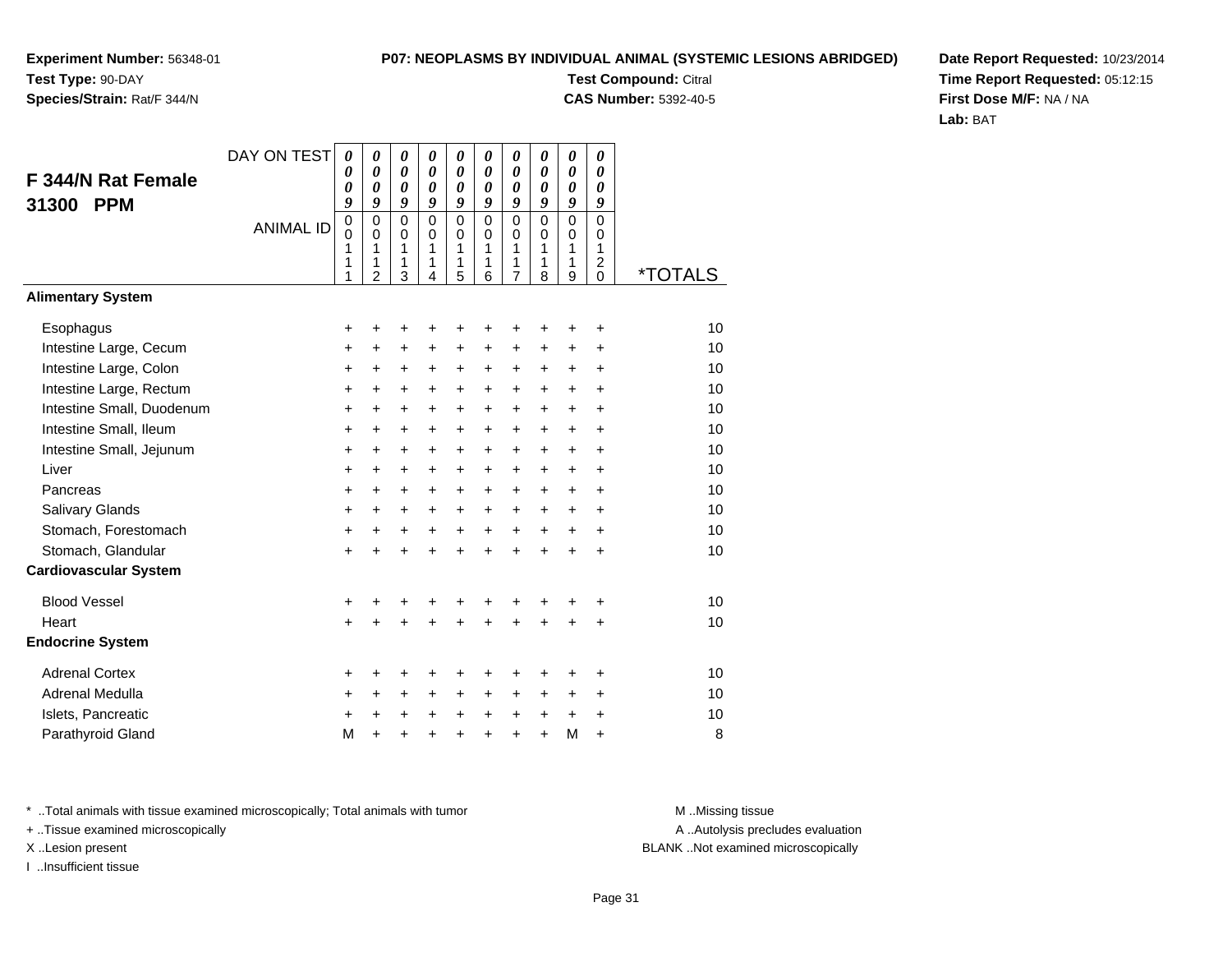**Experiment Number:** 56348-01
**Test Type:** 90-DAY
**Species/Strain:** Rat/F 344/N

**P07: NEOPLASMS BY INDIVIDUAL ANIMAL (SYSTEMIC LESIONS ABRIDGED)**
**Test Compound:** Citral
**CAS Number:** 5392-40-5

**Date Report Requested:** 10/23/2014
**Time Report Requested:** 05:12:15
**First Dose M/F:** NA / NA
**Lab:** BAT

## F 344/N Rat Female 31300 PPM

| DAY ON TEST | 0009 | 0009 | 0009 | 0009 | 0009 | 0009 | 0009 | 0009 | 0009 | 0009 | |
|---|---|---|---|---|---|---|---|---|---|---|---|
| ANIMAL ID | 00111 | 00112 | 00113 | 00114 | 00115 | 00116 | 00117 | 00118 | 00119 | 00120 | *TOTALS |
| **Alimentary System** | | | | | | | | | | | |
| Esophagus | + | + | + | + | + | + | + | + | + | + | 10 |
| Intestine Large, Cecum | + | + | + | + | + | + | + | + | + | + | 10 |
| Intestine Large, Colon | + | + | + | + | + | + | + | + | + | + | 10 |
| Intestine Large, Rectum | + | + | + | + | + | + | + | + | + | + | 10 |
| Intestine Small, Duodenum | + | + | + | + | + | + | + | + | + | + | 10 |
| Intestine Small, Ileum | + | + | + | + | + | + | + | + | + | + | 10 |
| Intestine Small, Jejunum | + | + | + | + | + | + | + | + | + | + | 10 |
| Liver | + | + | + | + | + | + | + | + | + | + | 10 |
| Pancreas | + | + | + | + | + | + | + | + | + | + | 10 |
| Salivary Glands | + | + | + | + | + | + | + | + | + | + | 10 |
| Stomach, Forestomach | + | + | + | + | + | + | + | + | + | + | 10 |
| Stomach, Glandular | + | + | + | + | + | + | + | + | + | + | 10 |
| **Cardiovascular System** | | | | | | | | | | | |
| Blood Vessel | + | + | + | + | + | + | + | + | + | + | 10 |
| Heart | + | + | + | + | + | + | + | + | + | + | 10 |
| **Endocrine System** | | | | | | | | | | | |
| Adrenal Cortex | + | + | + | + | + | + | + | + | + | + | 10 |
| Adrenal Medulla | + | + | + | + | + | + | + | + | + | + | 10 |
| Islets, Pancreatic | + | + | + | + | + | + | + | + | + | + | 10 |
| Parathyroid Gland | M | + | + | + | + | + | + | + | M | + | 8 |

* ..Total animals with tissue examined microscopically; Total animals with tumor
+ ..Tissue examined microscopically
X ..Lesion present
I ..Insufficient tissue

M ..Missing tissue
A ..Autolysis precludes evaluation
BLANK ..Not examined microscopically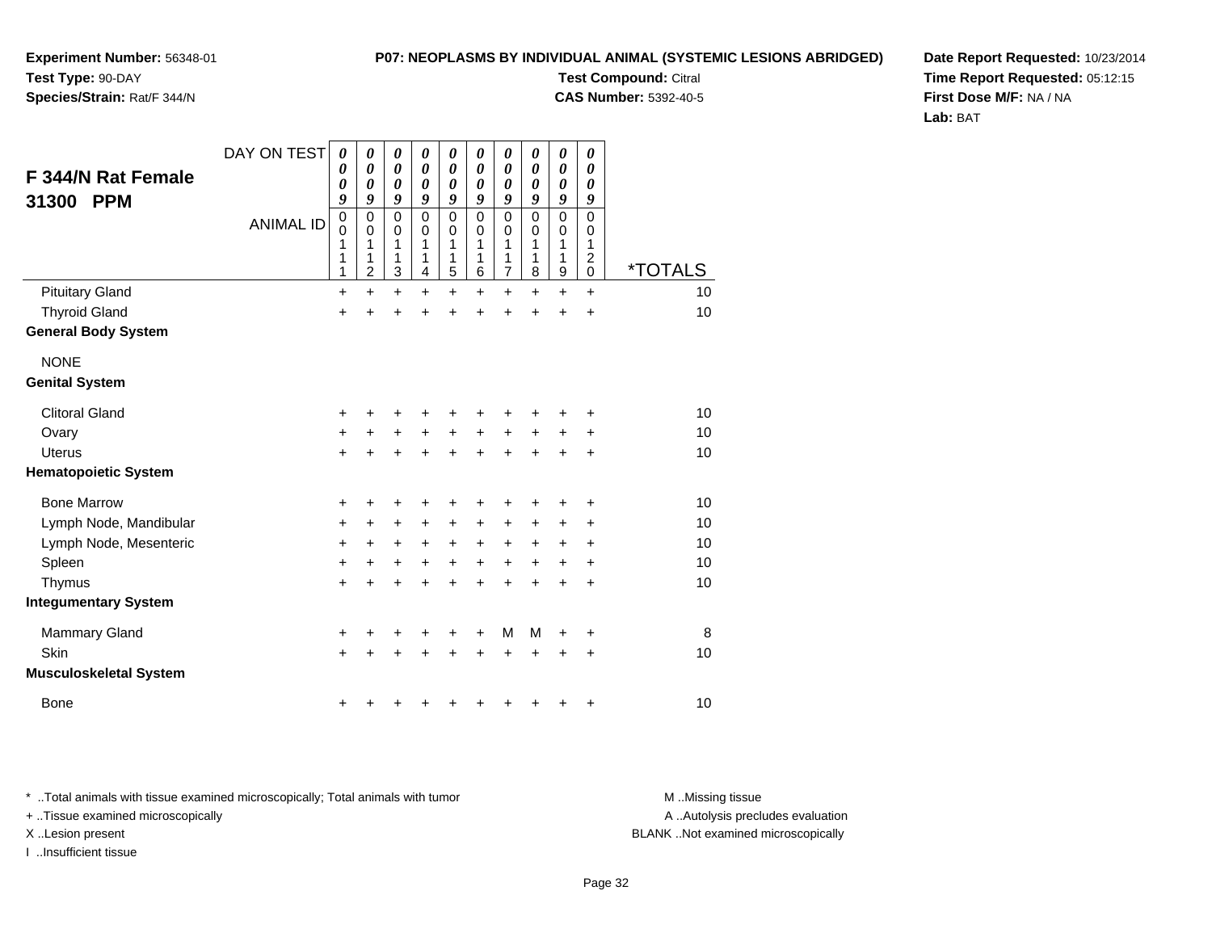**Experiment Number:** 56348-01
**Test Type:** 90-DAY
**Species/Strain:** Rat/F 344/N

**P07: NEOPLASMS BY INDIVIDUAL ANIMAL (SYSTEMIC LESIONS ABRIDGED)**
**Test Compound:** Citral
**CAS Number:** 5392-40-5

**Date Report Requested:** 10/23/2014
**Time Report Requested:** 05:12:15
**First Dose M/F:** NA / NA
**Lab:** BAT

## F 344/N Rat Female 31300 PPM

| DAY ON TEST | 0 0 0 9 | 0 0 0 9 | 0 0 0 9 | 0 0 0 9 | 0 0 0 9 | 0 0 0 9 | 0 0 0 9 | 0 0 0 9 | 0 0 0 9 | 0 0 0 9 | |
|---|---|---|---|---|---|---|---|---|---|---|---|
| **ANIMAL ID** | 0 0 1 1 1 | 0 0 1 1 2 | 0 0 1 1 3 | 0 0 1 1 4 | 0 0 1 1 5 | 0 0 1 1 6 | 0 0 1 1 7 | 0 0 1 1 8 | 0 0 1 1 9 | 0 0 1 2 0 | ***TOTALS** |
| Pituitary Gland | + | + | + | + | + | + | + | + | + | + | 10 |
| Thyroid Gland | + | + | + | + | + | + | + | + | + | + | 10 |
| **General Body System** | | | | | | | | | | | |
| NONE | | | | | | | | | | | |
| **Genital System** | | | | | | | | | | | |
| Clitoral Gland | + | + | + | + | + | + | + | + | + | + | 10 |
| Ovary | + | + | + | + | + | + | + | + | + | + | 10 |
| Uterus | + | + | + | + | + | + | + | + | + | + | 10 |
| **Hematopoietic System** | | | | | | | | | | | |
| Bone Marrow | + | + | + | + | + | + | + | + | + | + | 10 |
| Lymph Node, Mandibular | + | + | + | + | + | + | + | + | + | + | 10 |
| Lymph Node, Mesenteric | + | + | + | + | + | + | + | + | + | + | 10 |
| Spleen | + | + | + | + | + | + | + | + | + | + | 10 |
| Thymus | + | + | + | + | + | + | + | + | + | + | 10 |
| **Integumentary System** | | | | | | | | | | | |
| Mammary Gland | + | + | + | + | + | + | M | M | + | + | 8 |
| Skin | + | + | + | + | + | + | + | + | + | + | 10 |
| **Musculoskeletal System** | | | | | | | | | | | |
| Bone | + | + | + | + | + | + | + | + | + | + | 10 |

* ..Total animals with tissue examined microscopically; Total animals with tumor
+ ..Tissue examined microscopically
X ..Lesion present
I ..Insufficient tissue

M ..Missing tissue
A ..Autolysis precludes evaluation
BLANK ..Not examined microscopically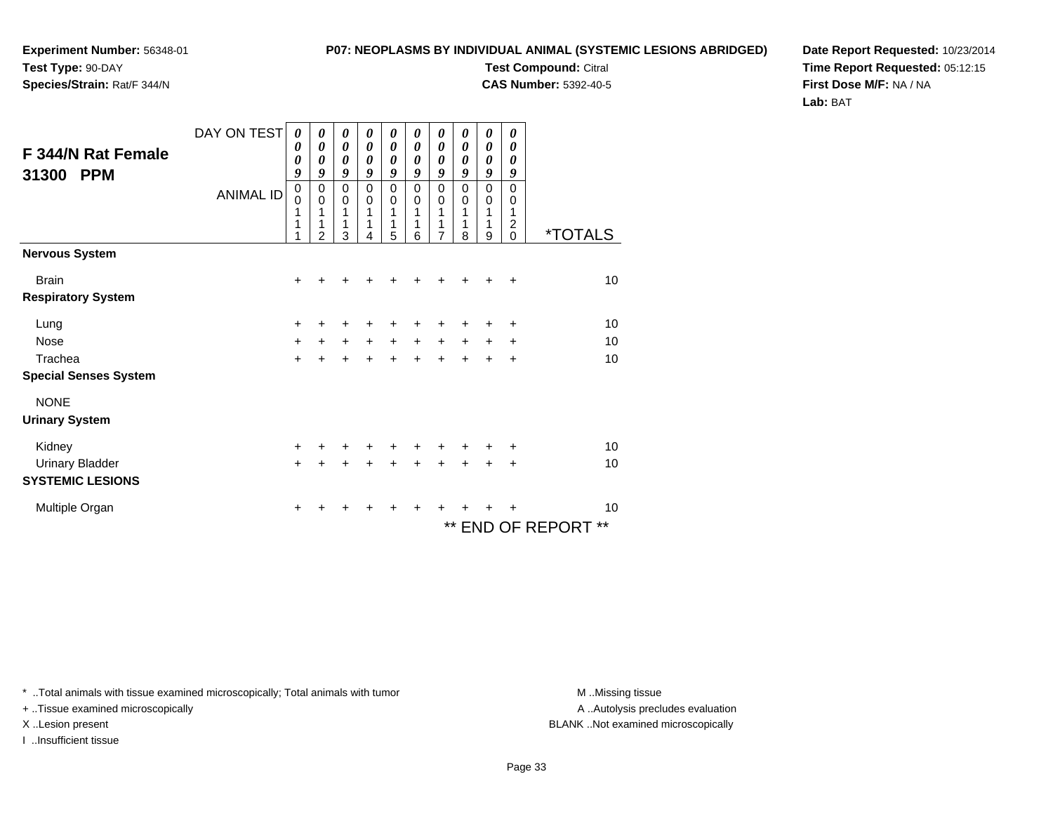**Experiment Number:** 56348-01
**Test Type:** 90-DAY
**Species/Strain:** Rat/F 344/N

**P07: NEOPLASMS BY INDIVIDUAL ANIMAL (SYSTEMIC LESIONS ABRIDGED)**
**Test Compound:** Citral
**CAS Number:** 5392-40-5

**Date Report Requested:** 10/23/2014
**Time Report Requested:** 05:12:15
**First Dose M/F:** NA / NA
**Lab:** BAT

## F 344/N Rat Female 31300 PPM

| DAY ON TEST | 0009 | 0009 | 0009 | 0009 | 0009 | 0009 | 0009 | 0009 | 0009 | 0009 | |
|---|---|---|---|---|---|---|---|---|---|---|---|
| ANIMAL ID | 00111 | 00112 | 00113 | 00114 | 00115 | 00116 | 00117 | 00118 | 00119 | 00120 | *TOTALS |
| **Nervous System** | | | | | | | | | | | |
| Brain | + | + | + | + | + | + | + | + | + | + | 10 |
| **Respiratory System** | | | | | | | | | | | |
| Lung | + | + | + | + | + | + | + | + | + | + | 10 |
| Nose | + | + | + | + | + | + | + | + | + | + | 10 |
| Trachea | + | + | + | + | + | + | + | + | + | + | 10 |
| **Special Senses System** | | | | | | | | | | | |
| NONE | | | | | | | | | | | |
| **Urinary System** | | | | | | | | | | | |
| Kidney | + | + | + | + | + | + | + | + | + | + | 10 |
| Urinary Bladder | + | + | + | + | + | + | + | + | + | + | 10 |
| **SYSTEMIC LESIONS** | | | | | | | | | | | |
| Multiple Organ | + | + | + | + | + | + | + | + | + | + | 10 |

** END OF REPORT **

* ..Total animals with tissue examined microscopically; Total animals with tumor
+ ..Tissue examined microscopically
X ..Lesion present
I ..Insufficient tissue

M ..Missing tissue
A ..Autolysis precludes evaluation
BLANK ..Not examined microscopically